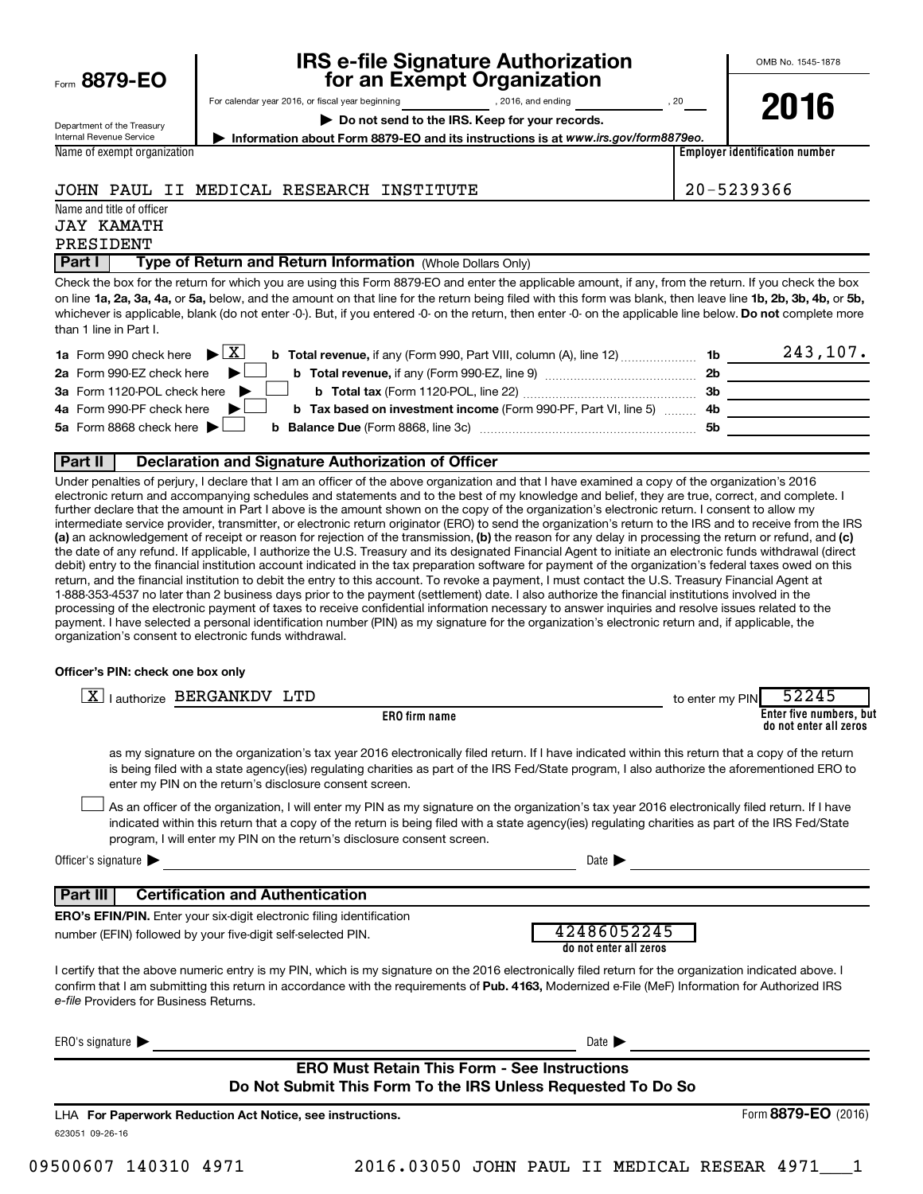Form **8879-EO**

Department of the Treasury
Internal Revenue Service

# IRS e-file Signature Authorization for an Exempt Organization

For calendar year 2016, or fiscal year beginning ____________, 2016, and ending ____________, 20___

**▶ Do not send to the IRS. Keep for your records.**

**▶ Information about Form 8879-EO and its instructions is at *www.irs.gov/form8879eo.***

OMB No. 1545-1878

**2016**

| Name of exempt organization | Employer identification number |
|---|---|
| JOHN PAUL II MEDICAL RESEARCH INSTITUTE | 20-5239366 |

Name and title of officer
JAY KAMATH
PRESIDENT

## Part I Type of Return and Return Information (Whole Dollars Only)

Check the box for the return for which you are using this Form 8879-EO and enter the applicable amount, if any, from the return. If you check the box on line **1a, 2a, 3a, 4a,** or **5a,** below, and the amount on that line for the return being filed with this form was blank, then leave line **1b, 2b, 3b, 4b,** or **5b,** whichever is applicable, blank (do not enter -0-). But, if you entered -0- on the return, then enter -0- on the applicable line below. **Do not** complete more than 1 line in Part I.

| | | | |
|---|---|---|---|
| **1a** Form 990 check here ▶ [X] | **b Total revenue,** if any (Form 990, Part VIII, column (A), line 12) | **1b** | 243,107. |
| **2a** Form 990-EZ check here ▶ [ ] | **b Total revenue,** if any (Form 990-EZ, line 9) | **2b** | |
| **3a** Form 1120-POL check here ▶ [ ] | **b Total tax** (Form 1120-POL, line 22) | **3b** | |
| **4a** Form 990-PF check here ▶ [ ] | **b Tax based on investment income** (Form 990-PF, Part VI, line 5) | **4b** | |
| **5a** Form 8868 check here ▶ [ ] | **b Balance Due** (Form 8868, line 3c) | **5b** | |

## Part II Declaration and Signature Authorization of Officer

Under penalties of perjury, I declare that I am an officer of the above organization and that I have examined a copy of the organization's 2016 electronic return and accompanying schedules and statements and to the best of my knowledge and belief, they are true, correct, and complete. I further declare that the amount in Part I above is the amount shown on the copy of the organization's electronic return. I consent to allow my intermediate service provider, transmitter, or electronic return originator (ERO) to send the organization's return to the IRS and to receive from the IRS **(a)** an acknowledgement of receipt or reason for rejection of the transmission, **(b)** the reason for any delay in processing the return or refund, and **(c)** the date of any refund. If applicable, I authorize the U.S. Treasury and its designated Financial Agent to initiate an electronic funds withdrawal (direct debit) entry to the financial institution account indicated in the tax preparation software for payment of the organization's federal taxes owed on this return, and the financial institution to debit the entry to this account. To revoke a payment, I must contact the U.S. Treasury Financial Agent at 1-888-353-4537 no later than 2 business days prior to the payment (settlement) date. I also authorize the financial institutions involved in the processing of the electronic payment of taxes to receive confidential information necessary to answer inquiries and resolve issues related to the payment. I have selected a personal identification number (PIN) as my signature for the organization's electronic return and, if applicable, the organization's consent to electronic funds withdrawal.

**Officer's PIN: check one box only**

[X] I authorize BERGANKDV LTD (**ERO firm name**) to enter my PIN 52245 (**Enter five numbers, but do not enter all zeros**)

as my signature on the organization's tax year 2016 electronically filed return. If I have indicated within this return that a copy of the return is being filed with a state agency(ies) regulating charities as part of the IRS Fed/State program, I also authorize the aforementioned ERO to enter my PIN on the return's disclosure consent screen.

[ ] As an officer of the organization, I will enter my PIN as my signature on the organization's tax year 2016 electronically filed return. If I have indicated within this return that a copy of the return is being filed with a state agency(ies) regulating charities as part of the IRS Fed/State program, I will enter my PIN on the return's disclosure consent screen.

Officer's signature ▶ ______________________ Date ▶ ______________

## Part III Certification and Authentication

**ERO's EFIN/PIN.** Enter your six-digit electronic filing identification number (EFIN) followed by your five-digit self-selected PIN. 42486052245 (**do not enter all zeros**)

I certify that the above numeric entry is my PIN, which is my signature on the 2016 electronically filed return for the organization indicated above. I confirm that I am submitting this return in accordance with the requirements of **Pub. 4163,** Modernized e-File (MeF) Information for Authorized IRS *e-file* Providers for Business Returns.

ERO's signature ▶ ______________________ Date ▶ ______________

**ERO Must Retain This Form - See Instructions**
**Do Not Submit This Form To the IRS Unless Requested To Do So**

LHA **For Paperwork Reduction Act Notice, see instructions.** Form **8879-EO** (2016)

623051 09-26-16

09500607 140310 4971 2016.03050 JOHN PAUL II MEDICAL RESEAR 4971___1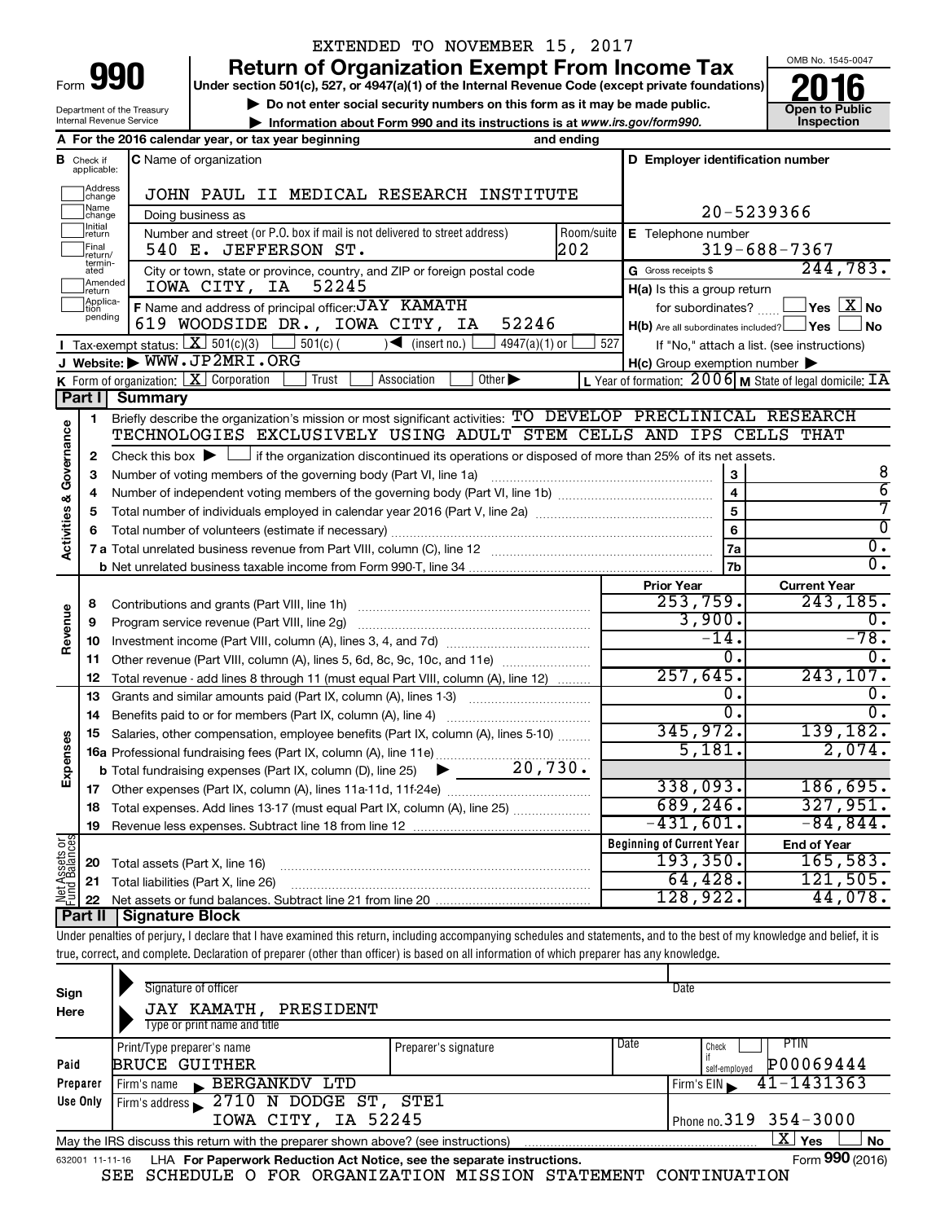EXTENDED TO NOVEMBER 15, 2017

# Form 990 Return of Organization Exempt From Income Tax

**Under section 501(c), 527, or 4947(a)(1) of the Internal Revenue Code (except private foundations)**

▶ Do not enter social security numbers on this form as it may be made public.

▶ Information about Form 990 and its instructions is at www.irs.gov/form990.

Department of the Treasury, Internal Revenue Service

OMB No. 1545-0047

**2016**

**Open to Public Inspection**

**A** For the 2016 calendar year, or tax year beginning and ending

**B** Check if applicable: Address change, Name change, Initial return, Final return/terminated, Amended return, Application pending

**C** Name of organization: JOHN PAUL II MEDICAL RESEARCH INSTITUTE

Doing business as

Number and street (or P.O. box if mail is not delivered to street address): 540 E. JEFFERSON ST. Room/suite: 202

City or town, state or province, country, and ZIP or foreign postal code: IOWA CITY, IA 52245

**D** Employer identification number: 20-5239366

**E** Telephone number: 319-688-7367

**G** Gross receipts $ 244,783.

**F** Name and address of principal officer: JAY KAMATH, 619 WOODSIDE DR., IOWA CITY, IA 52246

**H(a)** Is this a group return for subordinates? Yes [ ] No [X]

**H(b)** Are all subordinates included? Yes [ ] No [ ]

If "No," attach a list. (see instructions)

**H(c)** Group exemption number ▶

**I** Tax-exempt status: [X] 501(c)(3) [ ] 501(c) ( ) ◀ (insert no.) [ ] 4947(a)(1) or [ ] 527

**J** Website: ▶ WWW.JP2MRI.ORG

**K** Form of organization: [X] Corporation [ ] Trust [ ] Association [ ] Other ▶

**L** Year of formation: 2006 **M** State of legal domicile: IA

## Part I Summary

**Activities & Governance**

1. Briefly describe the organization's mission or most significant activities: TO DEVELOP PRECLINICAL RESEARCH TECHNOLOGIES EXCLUSIVELY USING ADULT STEM CELLS AND IPS CELLS THAT
2. Check this box ▶ [ ] if the organization discontinued its operations or disposed of more than 25% of its net assets.

| | | | |
|---|---|---|---|
| 3 | Number of voting members of the governing body (Part VI, line 1a) | 3 | 8 |
| 4 | Number of independent voting members of the governing body (Part VI, line 1b) | 4 | 6 |
| 5 | Total number of individuals employed in calendar year 2016 (Part V, line 2a) | 5 | 7 |
| 6 | Total number of volunteers (estimate if necessary) | 6 | 0 |
| 7a | Total unrelated business revenue from Part VIII, column (C), line 12 | 7a | 0. |
| b | Net unrelated business taxable income from Form 990-T, line 34 | 7b | 0. |

| | | Prior Year | Current Year |
|---|---|---|---|
| **Revenue** | | | |
| 8 | Contributions and grants (Part VIII, line 1h) | 253,759. | 243,185. |
| 9 | Program service revenue (Part VIII, line 2g) | 3,900. | 0. |
| 10 | Investment income (Part VIII, column (A), lines 3, 4, and 7d) | -14. | -78. |
| 11 | Other revenue (Part VIII, column (A), lines 5, 6d, 8c, 9c, 10c, and 11e) | 0. | 0. |
| 12 | Total revenue - add lines 8 through 11 (must equal Part VIII, column (A), line 12) | 257,645. | 243,107. |
| **Expenses** | | | |
| 13 | Grants and similar amounts paid (Part IX, column (A), lines 1-3) | 0. | 0. |
| 14 | Benefits paid to or for members (Part IX, column (A), line 4) | 0. | 0. |
| 15 | Salaries, other compensation, employee benefits (Part IX, column (A), lines 5-10) | 345,972. | 139,182. |
| 16a | Professional fundraising fees (Part IX, column (A), line 11e) | 5,181. | 2,074. |
| b | Total fundraising expenses (Part IX, column (D), line 25) ▶ 20,730. | | |
| 17 | Other expenses (Part IX, column (A), lines 11a-11d, 11f-24e) | 338,093. | 186,695. |
| 18 | Total expenses. Add lines 13-17 (must equal Part IX, column (A), line 25) | 689,246. | 327,951. |
| 19 | Revenue less expenses. Subtract line 18 from line 12 | -431,601. | -84,844. |

| | | Beginning of Current Year | End of Year |
|---|---|---|---|
| **Net Assets or Fund Balances** | | | |
| 20 | Total assets (Part X, line 16) | 193,350. | 165,583. |
| 21 | Total liabilities (Part X, line 26) | 64,428. | 121,505. |
| 22 | Net assets or fund balances. Subtract line 21 from line 20 | 128,922. | 44,078. |

## Part II Signature Block

Under penalties of perjury, I declare that I have examined this return, including accompanying schedules and statements, and to the best of my knowledge and belief, it is true, correct, and complete. Declaration of preparer (other than officer) is based on all information of which preparer has any knowledge.

**Sign Here**

Signature of officer — Date

JAY KAMATH, PRESIDENT

Type or print name and title

**Paid Preparer Use Only**

| Print/Type preparer's name | Preparer's signature | Date | Check if self-employed | PTIN |
|---|---|---|---|---|
| BRUCE GUITHER | | | | P00069444 |

Firm's name ▶ BERGANKDV LTD — Firm's EIN ▶ 41-1431363

Firm's address ▶ 2710 N DODGE ST, STE1, IOWA CITY, IA 52245 — Phone no. 319 354-3000

May the IRS discuss this return with the preparer shown above? (see instructions) [X] Yes [ ] No

632001 11-11-16 LHA For Paperwork Reduction Act Notice, see the separate instructions. Form **990** (2016)

SEE SCHEDULE O FOR ORGANIZATION MISSION STATEMENT CONTINUATION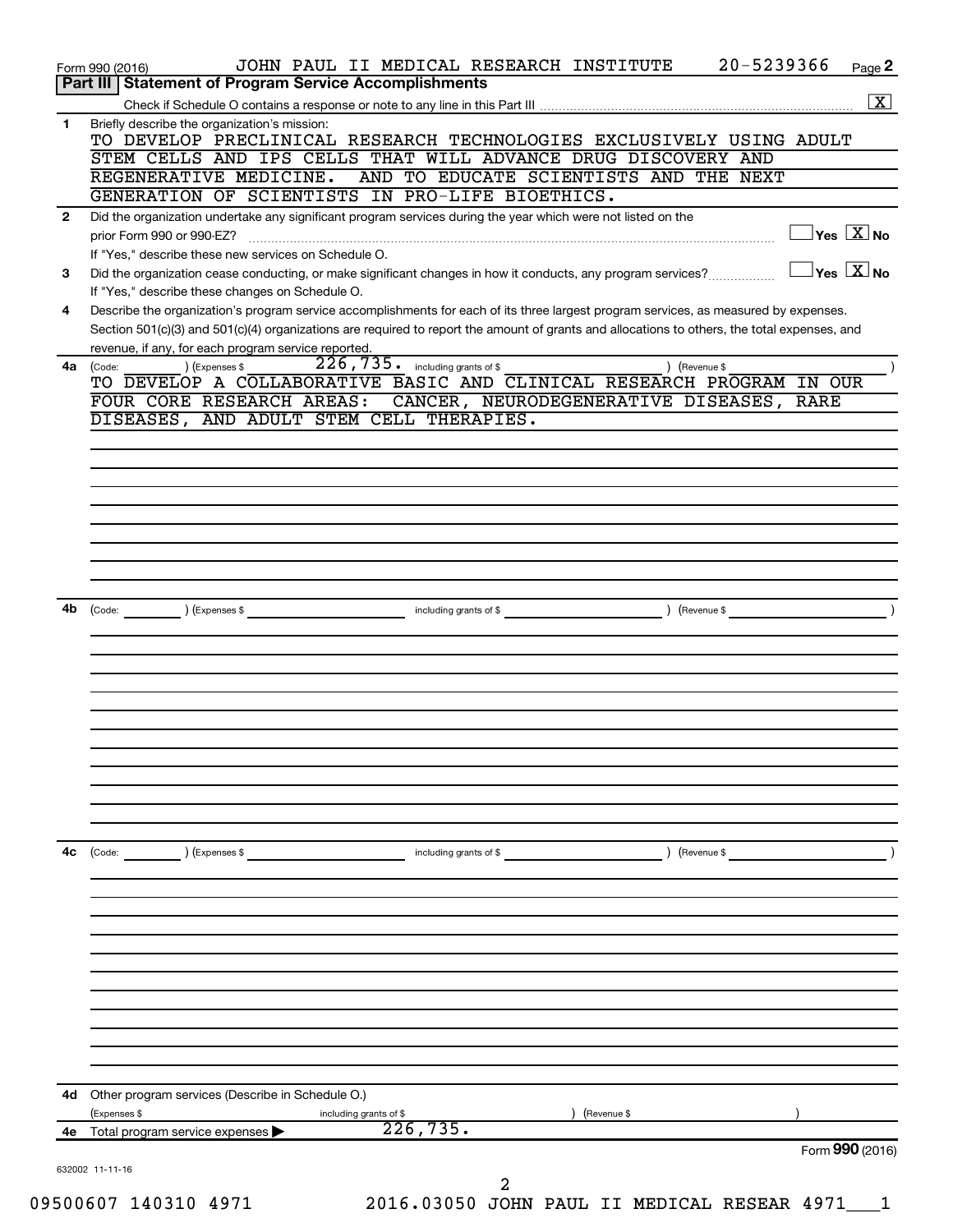Form 990 (2016) JOHN PAUL II MEDICAL RESEARCH INSTITUTE 20-5239366

## Part III Statement of Program Service Accomplishments

Check if Schedule O contains a response or note to any line in this Part III [X]

**1** Briefly describe the organization's mission:

TO DEVELOP PRECLINICAL RESEARCH TECHNOLOGIES EXCLUSIVELY USING ADULT STEM CELLS AND IPS CELLS THAT WILL ADVANCE DRUG DISCOVERY AND REGENERATIVE MEDICINE. AND TO EDUCATE SCIENTISTS AND THE NEXT GENERATION OF SCIENTISTS IN PRO-LIFE BIOETHICS.

**2** Did the organization undertake any significant program services during the year which were not listed on the prior Form 990 or 990-EZ? [ ] Yes [X] No

If "Yes," describe these new services on Schedule O.

**3** Did the organization cease conducting, or make significant changes in how it conducts, any program services? [ ] Yes [X] No

If "Yes," describe these changes on Schedule O.

**4** Describe the organization's program service accomplishments for each of its three largest program services, as measured by expenses. Section 501(c)(3) and 501(c)(4) organizations are required to report the amount of grants and allocations to others, the total expenses, and revenue, if any, for each program service reported.

**4a** (Code: ) (Expenses $ 226,735. including grants of $ ) (Revenue $ )

TO DEVELOP A COLLABORATIVE BASIC AND CLINICAL RESEARCH PROGRAM IN OUR FOUR CORE RESEARCH AREAS: CANCER, NEURODEGENERATIVE DISEASES, RARE DISEASES, AND ADULT STEM CELL THERAPIES.

**4b** (Code: ) (Expenses $ including grants of $ ) (Revenue $ )

**4c** (Code: ) (Expenses $ including grants of $ ) (Revenue $ )

**4d** Other program services (Describe in Schedule O.)

(Expenses $ including grants of $ ) (Revenue $ )

**4e** Total program service expenses ▶ 226,735.

Form **990** (2016)

632002 11-11-16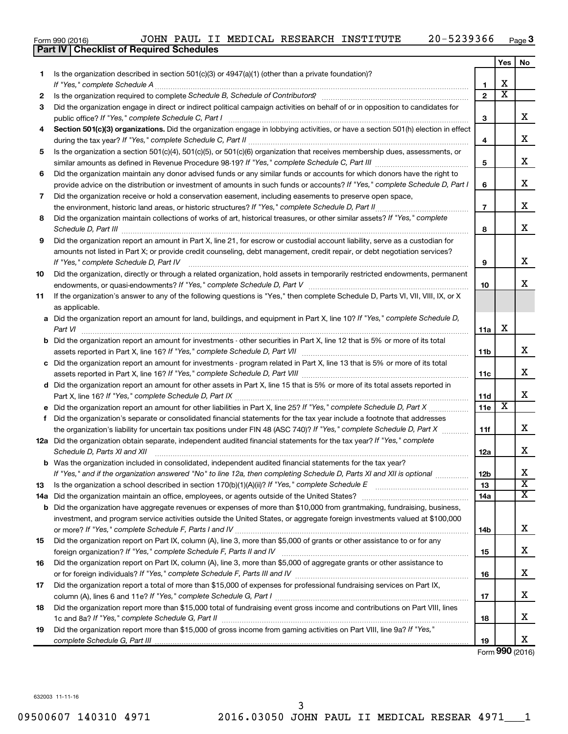Form 990 (2016) JOHN PAUL II MEDICAL RESEARCH INSTITUTE 20-5239366

## Part IV Checklist of Required Schedules

| | | | Yes | No |
|---|---|---|---|---|
| **1** | Is the organization described in section 501(c)(3) or 4947(a)(1) (other than a private foundation)? *If "Yes," complete Schedule A* | 1 | X | |
| **2** | Is the organization required to complete *Schedule B, Schedule of Contributors*? | 2 | X | |
| **3** | Did the organization engage in direct or indirect political campaign activities on behalf of or in opposition to candidates for public office? *If "Yes," complete Schedule C, Part I* | 3 | | X |
| **4** | **Section 501(c)(3) organizations.** Did the organization engage in lobbying activities, or have a section 501(h) election in effect during the tax year? *If "Yes," complete Schedule C, Part II* | 4 | | X |
| **5** | Is the organization a section 501(c)(4), 501(c)(5), or 501(c)(6) organization that receives membership dues, assessments, or similar amounts as defined in Revenue Procedure 98-19? *If "Yes," complete Schedule C, Part III* | 5 | | X |
| **6** | Did the organization maintain any donor advised funds or any similar funds or accounts for which donors have the right to provide advice on the distribution or investment of amounts in such funds or accounts? *If "Yes," complete Schedule D, Part I* | 6 | | X |
| **7** | Did the organization receive or hold a conservation easement, including easements to preserve open space, the environment, historic land areas, or historic structures? *If "Yes," complete Schedule D, Part II* | 7 | | X |
| **8** | Did the organization maintain collections of works of art, historical treasures, or other similar assets? *If "Yes," complete Schedule D, Part III* | 8 | | X |
| **9** | Did the organization report an amount in Part X, line 21, for escrow or custodial account liability, serve as a custodian for amounts not listed in Part X; or provide credit counseling, debt management, credit repair, or debt negotiation services? *If "Yes," complete Schedule D, Part IV* | 9 | | X |
| **10** | Did the organization, directly or through a related organization, hold assets in temporarily restricted endowments, permanent endowments, or quasi-endowments? *If "Yes," complete Schedule D, Part V* | 10 | | X |
| **11** | If the organization's answer to any of the following questions is "Yes," then complete Schedule D, Parts VI, VII, VIII, IX, or X as applicable. | | | |
| **a** | Did the organization report an amount for land, buildings, and equipment in Part X, line 10? *If "Yes," complete Schedule D, Part VI* | 11a | X | |
| **b** | Did the organization report an amount for investments - other securities in Part X, line 12 that is 5% or more of its total assets reported in Part X, line 16? *If "Yes," complete Schedule D, Part VII* | 11b | | X |
| **c** | Did the organization report an amount for investments - program related in Part X, line 13 that is 5% or more of its total assets reported in Part X, line 16? *If "Yes," complete Schedule D, Part VIII* | 11c | | X |
| **d** | Did the organization report an amount for other assets in Part X, line 15 that is 5% or more of its total assets reported in Part X, line 16? *If "Yes," complete Schedule D, Part IX* | 11d | | X |
| **e** | Did the organization report an amount for other liabilities in Part X, line 25? *If "Yes," complete Schedule D, Part X* | 11e | X | |
| **f** | Did the organization's separate or consolidated financial statements for the tax year include a footnote that addresses the organization's liability for uncertain tax positions under FIN 48 (ASC 740)? *If "Yes," complete Schedule D, Part X* | 11f | | X |
| **12a** | Did the organization obtain separate, independent audited financial statements for the tax year? *If "Yes," complete Schedule D, Parts XI and XII* | 12a | | X |
| **b** | Was the organization included in consolidated, independent audited financial statements for the tax year? *If "Yes," and if the organization answered "No" to line 12a, then completing Schedule D, Parts XI and XII is optional* | 12b | | X |
| **13** | Is the organization a school described in section 170(b)(1)(A)(ii)? *If "Yes," complete Schedule E* | 13 | | X |
| **14a** | Did the organization maintain an office, employees, or agents outside of the United States? | 14a | | X |
| **b** | Did the organization have aggregate revenues or expenses of more than $10,000 from grantmaking, fundraising, business, investment, and program service activities outside the United States, or aggregate foreign investments valued at $100,000 or more? *If "Yes," complete Schedule F, Parts I and IV* | 14b | | X |
| **15** | Did the organization report on Part IX, column (A), line 3, more than $5,000 of grants or other assistance to or for any foreign organization? *If "Yes," complete Schedule F, Parts II and IV* | 15 | | X |
| **16** | Did the organization report on Part IX, column (A), line 3, more than $5,000 of aggregate grants or other assistance to or for foreign individuals? *If "Yes," complete Schedule F, Parts III and IV* | 16 | | X |
| **17** | Did the organization report a total of more than $15,000 of expenses for professional fundraising services on Part IX, column (A), lines 6 and 11e? *If "Yes," complete Schedule G, Part I* | 17 | | X |
| **18** | Did the organization report more than $15,000 total of fundraising event gross income and contributions on Part VIII, lines 1c and 8a? *If "Yes," complete Schedule G, Part II* | 18 | | X |
| **19** | Did the organization report more than $15,000 of gross income from gaming activities on Part VIII, line 9a? *If "Yes," complete Schedule G, Part III* | 19 | | X |

Form **990** (2016)

632003 11-11-16

09500607 140310 4971 2016.03050 JOHN PAUL II MEDICAL RESEAR 4971___1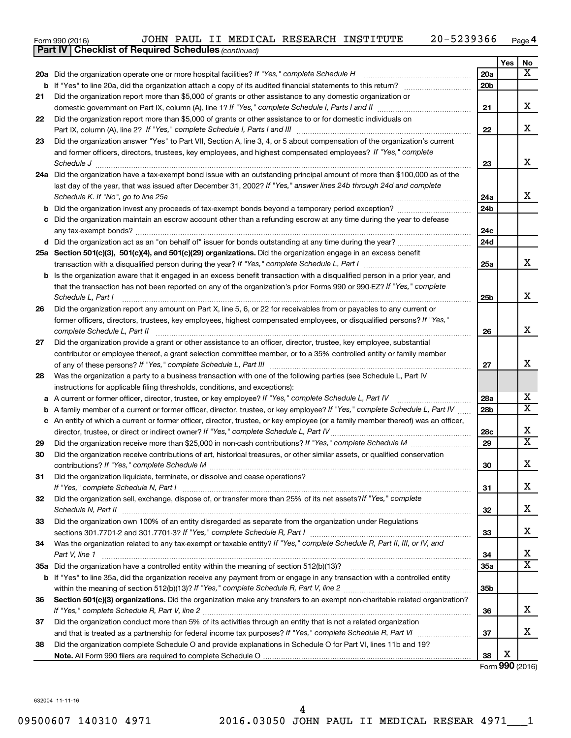Form 990 (2016) JOHN PAUL II MEDICAL RESEARCH INSTITUTE 20-5239366 Page **4**

**Part IV | Checklist of Required Schedules** *(continued)*

| | | | Yes | No |
|---|---|---|---|---|
| **20a** | Did the organization operate one or more hospital facilities? *If "Yes," complete Schedule H* | **20a** | | X |
| **b** | If "Yes" to line 20a, did the organization attach a copy of its audited financial statements to this return? | **20b** | | |
| **21** | Did the organization report more than $5,000 of grants or other assistance to any domestic organization or domestic government on Part IX, column (A), line 1? *If "Yes," complete Schedule I, Parts I and II* | **21** | | X |
| **22** | Did the organization report more than $5,000 of grants or other assistance to or for domestic individuals on Part IX, column (A), line 2? *If "Yes," complete Schedule I, Parts I and III* | **22** | | X |
| **23** | Did the organization answer "Yes" to Part VII, Section A, line 3, 4, or 5 about compensation of the organization's current and former officers, directors, trustees, key employees, and highest compensated employees? *If "Yes," complete Schedule J* | **23** | | X |
| **24a** | Did the organization have a tax-exempt bond issue with an outstanding principal amount of more than $100,000 as of the last day of the year, that was issued after December 31, 2002? *If "Yes," answer lines 24b through 24d and complete Schedule K. If "No", go to line 25a* | **24a** | | X |
| **b** | Did the organization invest any proceeds of tax-exempt bonds beyond a temporary period exception? | **24b** | | |
| **c** | Did the organization maintain an escrow account other than a refunding escrow at any time during the year to defease any tax-exempt bonds? | **24c** | | |
| **d** | Did the organization act as an "on behalf of" issuer for bonds outstanding at any time during the year? | **24d** | | |
| **25a** | **Section 501(c)(3), 501(c)(4), and 501(c)(29) organizations.** Did the organization engage in an excess benefit transaction with a disqualified person during the year? *If "Yes," complete Schedule L, Part I* | **25a** | | X |
| **b** | Is the organization aware that it engaged in an excess benefit transaction with a disqualified person in a prior year, and that the transaction has not been reported on any of the organization's prior Forms 990 or 990-EZ? *If "Yes," complete Schedule L, Part I* | **25b** | | X |
| **26** | Did the organization report any amount on Part X, line 5, 6, or 22 for receivables from or payables to any current or former officers, directors, trustees, key employees, highest compensated employees, or disqualified persons? *If "Yes," complete Schedule L, Part II* | **26** | | X |
| **27** | Did the organization provide a grant or other assistance to an officer, director, trustee, key employee, substantial contributor or employee thereof, a grant selection committee member, or to a 35% controlled entity or family member of any of these persons? *If "Yes," complete Schedule L, Part III* | **27** | | X |
| **28** | Was the organization a party to a business transaction with one of the following parties (see Schedule L, Part IV instructions for applicable filing thresholds, conditions, and exceptions): | | | |
| **a** | A current or former officer, director, trustee, or key employee? *If "Yes," complete Schedule L, Part IV* | **28a** | | X |
| **b** | A family member of a current or former officer, director, trustee, or key employee? *If "Yes," complete Schedule L, Part IV* | **28b** | | X |
| **c** | An entity of which a current or former officer, director, trustee, or key employee (or a family member thereof) was an officer, director, trustee, or direct or indirect owner? *If "Yes," complete Schedule L, Part IV* | **28c** | | X |
| **29** | Did the organization receive more than $25,000 in non-cash contributions? *If "Yes," complete Schedule M* | **29** | | X |
| **30** | Did the organization receive contributions of art, historical treasures, or other similar assets, or qualified conservation contributions? *If "Yes," complete Schedule M* | **30** | | X |
| **31** | Did the organization liquidate, terminate, or dissolve and cease operations? *If "Yes," complete Schedule N, Part I* | **31** | | X |
| **32** | Did the organization sell, exchange, dispose of, or transfer more than 25% of its net assets? *If "Yes," complete Schedule N, Part II* | **32** | | X |
| **33** | Did the organization own 100% of an entity disregarded as separate from the organization under Regulations sections 301.7701-2 and 301.7701-3? *If "Yes," complete Schedule R, Part I* | **33** | | X |
| **34** | Was the organization related to any tax-exempt or taxable entity? *If "Yes," complete Schedule R, Part II, III, or IV, and Part V, line 1* | **34** | | X |
| **35a** | Did the organization have a controlled entity within the meaning of section 512(b)(13)? | **35a** | | X |
| **b** | If "Yes" to line 35a, did the organization receive any payment from or engage in any transaction with a controlled entity within the meaning of section 512(b)(13)? *If "Yes," complete Schedule R, Part V, line 2* | **35b** | | |
| **36** | **Section 501(c)(3) organizations.** Did the organization make any transfers to an exempt non-charitable related organization? *If "Yes," complete Schedule R, Part V, line 2* | **36** | | X |
| **37** | Did the organization conduct more than 5% of its activities through an entity that is not a related organization and that is treated as a partnership for federal income tax purposes? *If "Yes," complete Schedule R, Part VI* | **37** | | X |
| **38** | Did the organization complete Schedule O and provide explanations in Schedule O for Part VI, lines 11b and 19? **Note.** All Form 990 filers are required to complete Schedule O | **38** | X | |

Form **990** (2016)

632004 11-11-16

09500607 140310 4971 2016.03050 JOHN PAUL II MEDICAL RESEAR 4971___1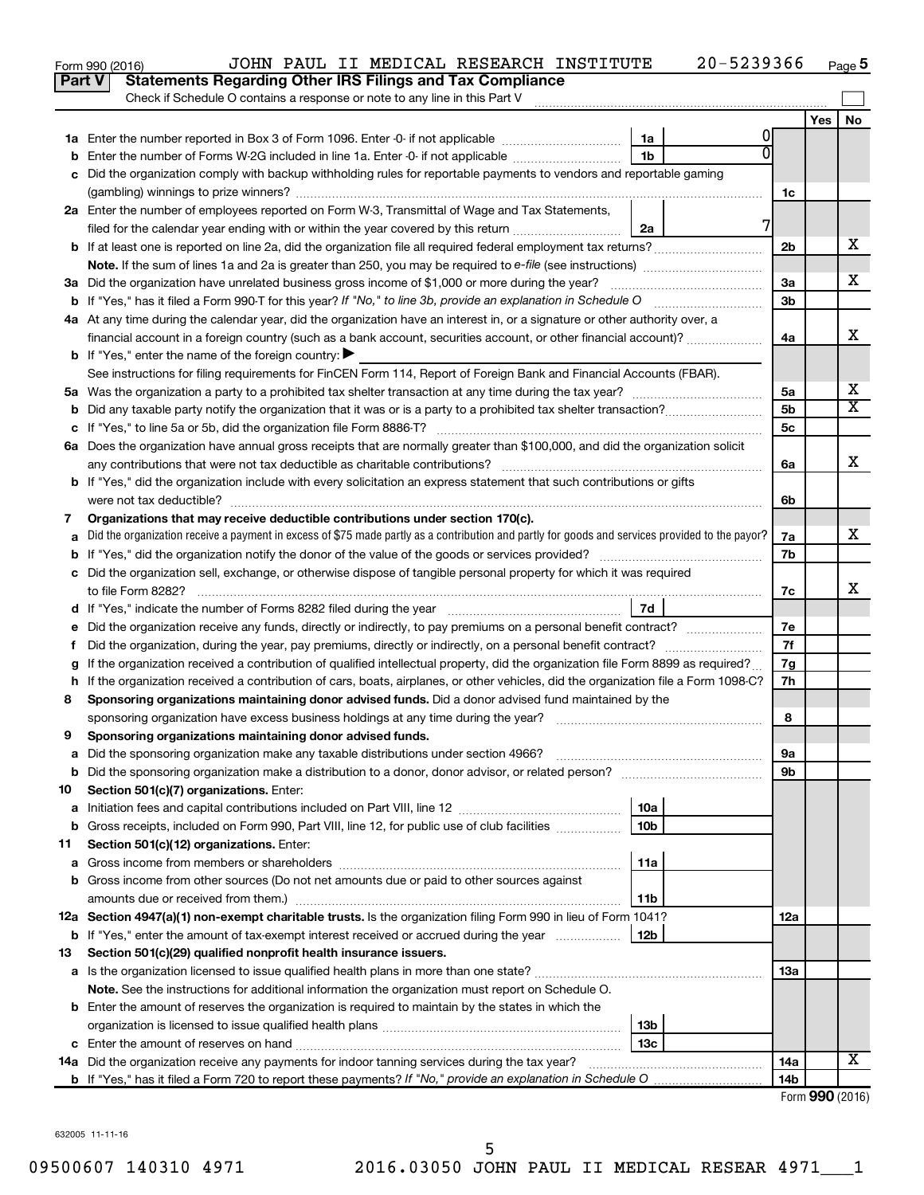Form 990 (2016) JOHN PAUL II MEDICAL RESEARCH INSTITUTE 20-5239366 Page 5

## Part V Statements Regarding Other IRS Filings and Tax Compliance

Check if Schedule O contains a response or note to any line in this Part V

| Line | Description | Box | Amount | Line | Yes | No |
|---|---|---|---|---|---|---|
| 1a | Enter the number reported in Box 3 of Form 1096. Enter -0- if not applicable | 1a | 0 | | | |
| b | Enter the number of Forms W-2G included in line 1a. Enter -0- if not applicable | 1b | 0 | | | |
| c | Did the organization comply with backup withholding rules for reportable payments to vendors and reportable gaming (gambling) winnings to prize winners? | | | 1c | | |
| 2a | Enter the number of employees reported on Form W-3, Transmittal of Wage and Tax Statements, filed for the calendar year ending with or within the year covered by this return | 2a | 7 | | | |
| b | If at least one is reported on line 2a, did the organization file all required federal employment tax returns? | | | 2b | | X |
| | **Note.** If the sum of lines 1a and 2a is greater than 250, you may be required to *e-file* (see instructions) | | | | | |
| 3a | Did the organization have unrelated business gross income of $1,000 or more during the year? | | | 3a | | X |
| b | If "Yes," has it filed a Form 990-T for this year? *If "No," to line 3b, provide an explanation in Schedule O* | | | 3b | | |
| 4a | At any time during the calendar year, did the organization have an interest in, or a signature or other authority over, a financial account in a foreign country (such as a bank account, securities account, or other financial account)? | | | 4a | | X |
| b | If "Yes," enter the name of the foreign country: ▶ | | | | | |
| | See instructions for filing requirements for FinCEN Form 114, Report of Foreign Bank and Financial Accounts (FBAR). | | | | | |
| 5a | Was the organization a party to a prohibited tax shelter transaction at any time during the tax year? | | | 5a | | X |
| b | Did any taxable party notify the organization that it was or is a party to a prohibited tax shelter transaction? | | | 5b | | X |
| c | If "Yes," to line 5a or 5b, did the organization file Form 8886-T? | | | 5c | | |
| 6a | Does the organization have annual gross receipts that are normally greater than $100,000, and did the organization solicit any contributions that were not tax deductible as charitable contributions? | | | 6a | | X |
| b | If "Yes," did the organization include with every solicitation an express statement that such contributions or gifts were not tax deductible? | | | 6b | | |
| 7 | **Organizations that may receive deductible contributions under section 170(c).** | | | | | |
| a | Did the organization receive a payment in excess of $75 made partly as a contribution and partly for goods and services provided to the payor? | | | 7a | | X |
| b | If "Yes," did the organization notify the donor of the value of the goods or services provided? | | | 7b | | |
| c | Did the organization sell, exchange, or otherwise dispose of tangible personal property for which it was required to file Form 8282? | | | 7c | | X |
| d | If "Yes," indicate the number of Forms 8282 filed during the year | 7d | | | | |
| e | Did the organization receive any funds, directly or indirectly, to pay premiums on a personal benefit contract? | | | 7e | | |
| f | Did the organization, during the year, pay premiums, directly or indirectly, on a personal benefit contract? | | | 7f | | |
| g | If the organization received a contribution of qualified intellectual property, did the organization file Form 8899 as required? | | | 7g | | |
| h | If the organization received a contribution of cars, boats, airplanes, or other vehicles, did the organization file a Form 1098-C? | | | 7h | | |
| 8 | **Sponsoring organizations maintaining donor advised funds.** Did a donor advised fund maintained by the sponsoring organization have excess business holdings at any time during the year? | | | 8 | | |
| 9 | **Sponsoring organizations maintaining donor advised funds.** | | | | | |
| a | Did the sponsoring organization make any taxable distributions under section 4966? | | | 9a | | |
| b | Did the sponsoring organization make a distribution to a donor, donor advisor, or related person? | | | 9b | | |
| 10 | **Section 501(c)(7) organizations.** Enter: | | | | | |
| a | Initiation fees and capital contributions included on Part VIII, line 12 | 10a | | | | |
| b | Gross receipts, included on Form 990, Part VIII, line 12, for public use of club facilities | 10b | | | | |
| 11 | **Section 501(c)(12) organizations.** Enter: | | | | | |
| a | Gross income from members or shareholders | 11a | | | | |
| b | Gross income from other sources (Do not net amounts due or paid to other sources against amounts due or received from them.) | 11b | | | | |
| 12a | **Section 4947(a)(1) non-exempt charitable trusts.** Is the organization filing Form 990 in lieu of Form 1041? | | | 12a | | |
| b | If "Yes," enter the amount of tax-exempt interest received or accrued during the year | 12b | | | | |
| 13 | **Section 501(c)(29) qualified nonprofit health insurance issuers.** | | | | | |
| a | Is the organization licensed to issue qualified health plans in more than one state? | | | 13a | | |
| | **Note.** See the instructions for additional information the organization must report on Schedule O. | | | | | |
| b | Enter the amount of reserves the organization is required to maintain by the states in which the organization is licensed to issue qualified health plans | 13b | | | | |
| c | Enter the amount of reserves on hand | 13c | | | | |
| 14a | Did the organization receive any payments for indoor tanning services during the tax year? | | | 14a | | X |
| b | If "Yes," has it filed a Form 720 to report these payments? *If "No," provide an explanation in Schedule O* | | | 14b | | |

Form **990** (2016)

632005 11-11-16

09500607 140310 4971 2016.03050 JOHN PAUL II MEDICAL RESEAR 4971___1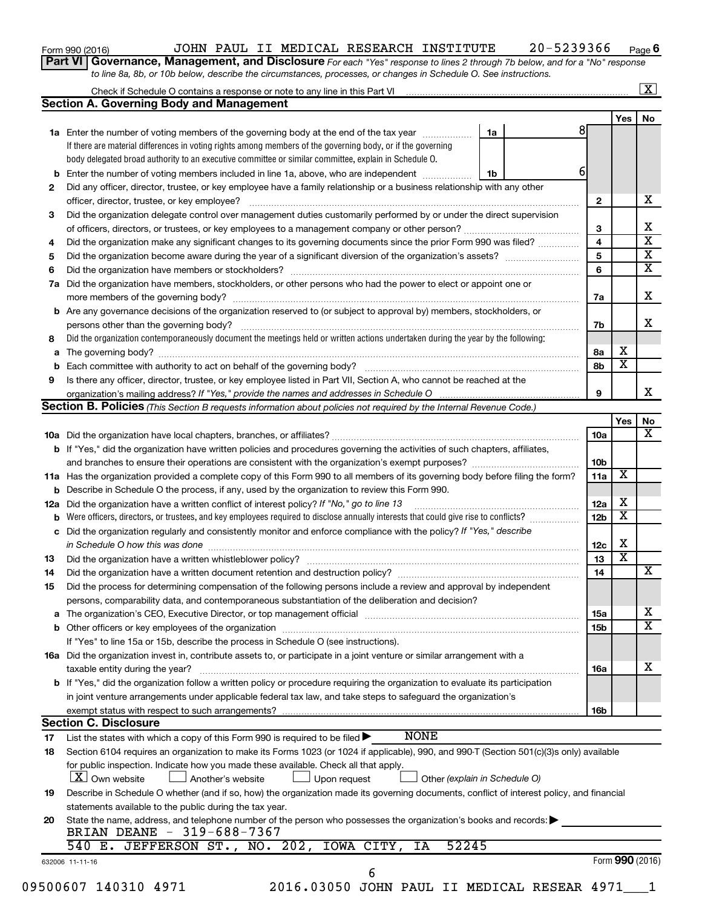Form 990 (2016) JOHN PAUL II MEDICAL RESEARCH INSTITUTE 20-5239366 Page 6

**Part VI Governance, Management, and Disclosure** *For each "Yes" response to lines 2 through 7b below, and for a "No" response to line 8a, 8b, or 10b below, describe the circumstances, processes, or changes in Schedule O. See instructions.*

Check if Schedule O contains a response or note to any line in this Part VI ... [X]

## Section A. Governing Body and Management

| | | | Yes | No |
|---|---|---|---|---|
| **1a** | Enter the number of voting members of the governing body at the end of the tax year ... 1a: 8. If there are material differences in voting rights among members of the governing body, or if the governing body delegated broad authority to an executive committee or similar committee, explain in Schedule O. | | | |
| **b** | Enter the number of voting members included in line 1a, above, who are independent ... 1b: 6 | | | |
| **2** | Did any officer, director, trustee, or key employee have a family relationship or a business relationship with any other officer, director, trustee, or key employee? | 2 | | X |
| **3** | Did the organization delegate control over management duties customarily performed by or under the direct supervision of officers, directors, or trustees, or key employees to a management company or other person? | 3 | | X |
| **4** | Did the organization make any significant changes to its governing documents since the prior Form 990 was filed? | 4 | | X |
| **5** | Did the organization become aware during the year of a significant diversion of the organization's assets? | 5 | | X |
| **6** | Did the organization have members or stockholders? | 6 | | X |
| **7a** | Did the organization have members, stockholders, or other persons who had the power to elect or appoint one or more members of the governing body? | 7a | | X |
| **b** | Are any governance decisions of the organization reserved to (or subject to approval by) members, stockholders, or persons other than the governing body? | 7b | | X |
| **8** | Did the organization contemporaneously document the meetings held or written actions undertaken during the year by the following: | | | |
| **a** | The governing body? | 8a | X | |
| **b** | Each committee with authority to act on behalf of the governing body? | 8b | X | |
| **9** | Is there any officer, director, trustee, or key employee listed in Part VII, Section A, who cannot be reached at the organization's mailing address? *If "Yes," provide the names and addresses in Schedule O* | 9 | | X |

## Section B. Policies *(This Section B requests information about policies not required by the Internal Revenue Code.)*

| | | | Yes | No |
|---|---|---|---|---|
| **10a** | Did the organization have local chapters, branches, or affiliates? | 10a | | X |
| **b** | If "Yes," did the organization have written policies and procedures governing the activities of such chapters, affiliates, and branches to ensure their operations are consistent with the organization's exempt purposes? | 10b | | |
| **11a** | Has the organization provided a complete copy of this Form 990 to all members of its governing body before filing the form? | 11a | X | |
| **b** | Describe in Schedule O the process, if any, used by the organization to review this Form 990. | | | |
| **12a** | Did the organization have a written conflict of interest policy? *If "No," go to line 13* | 12a | X | |
| **b** | Were officers, directors, or trustees, and key employees required to disclose annually interests that could give rise to conflicts? | 12b | X | |
| **c** | Did the organization regularly and consistently monitor and enforce compliance with the policy? *If "Yes," describe in Schedule O how this was done* | 12c | X | |
| **13** | Did the organization have a written whistleblower policy? | 13 | X | |
| **14** | Did the organization have a written document retention and destruction policy? | 14 | | X |
| **15** | Did the process for determining compensation of the following persons include a review and approval by independent persons, comparability data, and contemporaneous substantiation of the deliberation and decision? | | | |
| **a** | The organization's CEO, Executive Director, or top management official | 15a | | X |
| **b** | Other officers or key employees of the organization | 15b | | X |
| | If "Yes" to line 15a or 15b, describe the process in Schedule O (see instructions). | | | |
| **16a** | Did the organization invest in, contribute assets to, or participate in a joint venture or similar arrangement with a taxable entity during the year? | 16a | | X |
| **b** | If "Yes," did the organization follow a written policy or procedure requiring the organization to evaluate its participation in joint venture arrangements under applicable federal tax law, and take steps to safeguard the organization's exempt status with respect to such arrangements? | 16b | | |

## Section C. Disclosure

**17** List the states with which a copy of this Form 990 is required to be filed ▶ NONE

**18** Section 6104 requires an organization to make its Forms 1023 (or 1024 if applicable), 990, and 990-T (Section 501(c)(3)s only) available for public inspection. Indicate how you made these available. Check all that apply.

[X] Own website  [ ] Another's website  [ ] Upon request  [ ] Other *(explain in Schedule O)*

**19** Describe in Schedule O whether (and if so, how) the organization made its governing documents, conflict of interest policy, and financial statements available to the public during the tax year.

**20** State the name, address, and telephone number of the person who possesses the organization's books and records: ▶

BRIAN DEANE - 319-688-7367
540 E. JEFFERSON ST., NO. 202, IOWA CITY, IA 52245

632006 11-11-16 Form **990** (2016)

09500607 140310 4971 2016.03050 JOHN PAUL II MEDICAL RESEAR 4971___1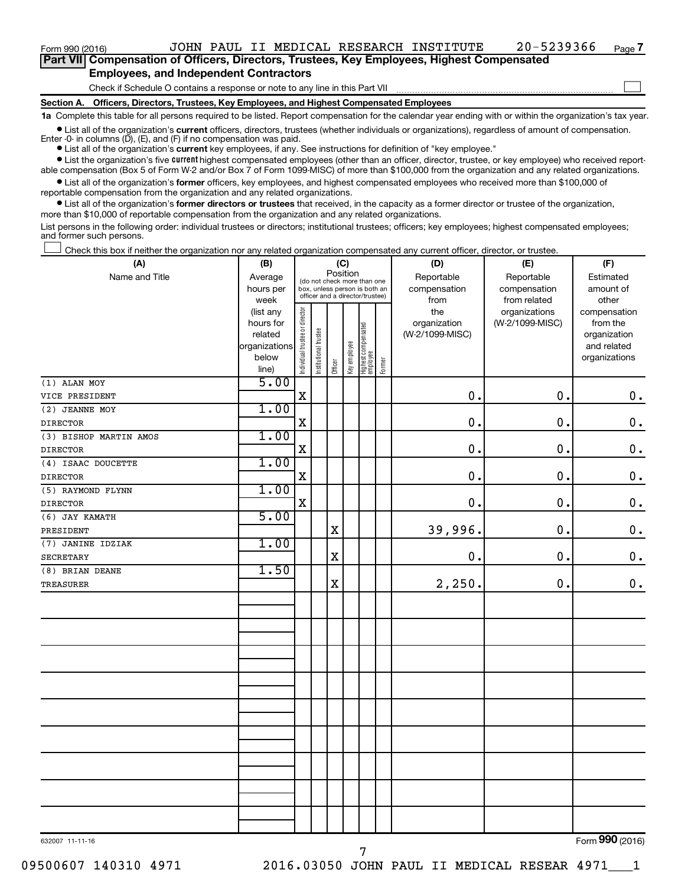Form 990 (2016) JOHN PAUL II MEDICAL RESEARCH INSTITUTE 20-5239366 Page 7

## Part VII Compensation of Officers, Directors, Trustees, Key Employees, Highest Compensated Employees, and Independent Contractors

Check if Schedule O contains a response or note to any line in this Part VII ☐

### Section A. Officers, Directors, Trustees, Key Employees, and Highest Compensated Employees

**1a** Complete this table for all persons required to be listed. Report compensation for the calendar year ending with or within the organization's tax year.

- List all of the organization's **current** officers, directors, trustees (whether individuals or organizations), regardless of amount of compensation. Enter -0- in columns (D), (E), and (F) if no compensation was paid.
- List all of the organization's **current** key employees, if any. See instructions for definition of "key employee."
- List the organization's five **current** highest compensated employees (other than an officer, director, trustee, or key employee) who received reportable compensation (Box 5 of Form W-2 and/or Box 7 of Form 1099-MISC) of more than $100,000 from the organization and any related organizations.
- List all of the organization's **former** officers, key employees, and highest compensated employees who received more than $100,000 of reportable compensation from the organization and any related organizations.
- List all of the organization's **former directors or trustees** that received, in the capacity as a former director or trustee of the organization, more than $10,000 of reportable compensation from the organization and any related organizations.

List persons in the following order: individual trustees or directors; institutional trustees; officers; key employees; highest compensated employees; and former such persons.

☐ Check this box if neither the organization nor any related organization compensated any current officer, director, or trustee.

| (A) Name and Title | (B) Average hours per week (list any hours for related organizations below line) | (C) Position: Individual trustee or director | Institutional trustee | Officer | Key employee | Highest compensated employee | Former | (D) Reportable compensation from the organization (W-2/1099-MISC) | (E) Reportable compensation from related organizations (W-2/1099-MISC) | (F) Estimated amount of other compensation from the organization and related organizations |
|---|---|---|---|---|---|---|---|---|---|---|
| (1) ALAN MOY<br>VICE PRESIDENT | 5.00 | X | | | | | | 0. | 0. | 0. |
| (2) JEANNE MOY<br>DIRECTOR | 1.00 | X | | | | | | 0. | 0. | 0. |
| (3) BISHOP MARTIN AMOS<br>DIRECTOR | 1.00 | X | | | | | | 0. | 0. | 0. |
| (4) ISAAC DOUCETTE<br>DIRECTOR | 1.00 | X | | | | | | 0. | 0. | 0. |
| (5) RAYMOND FLYNN<br>DIRECTOR | 1.00 | X | | | | | | 0. | 0. | 0. |
| (6) JAY KAMATH<br>PRESIDENT | 5.00 | | | X | | | | 39,996. | 0. | 0. |
| (7) JANINE IDZIAK<br>SECRETARY | 1.00 | | | X | | | | 0. | 0. | 0. |
| (8) BRIAN DEANE<br>TREASURER | 1.50 | | | X | | | | 2,250. | 0. | 0. |

632007 11-11-16

Form 990 (2016)

09500607 140310 4971 2016.03050 JOHN PAUL II MEDICAL RESEAR 4971___1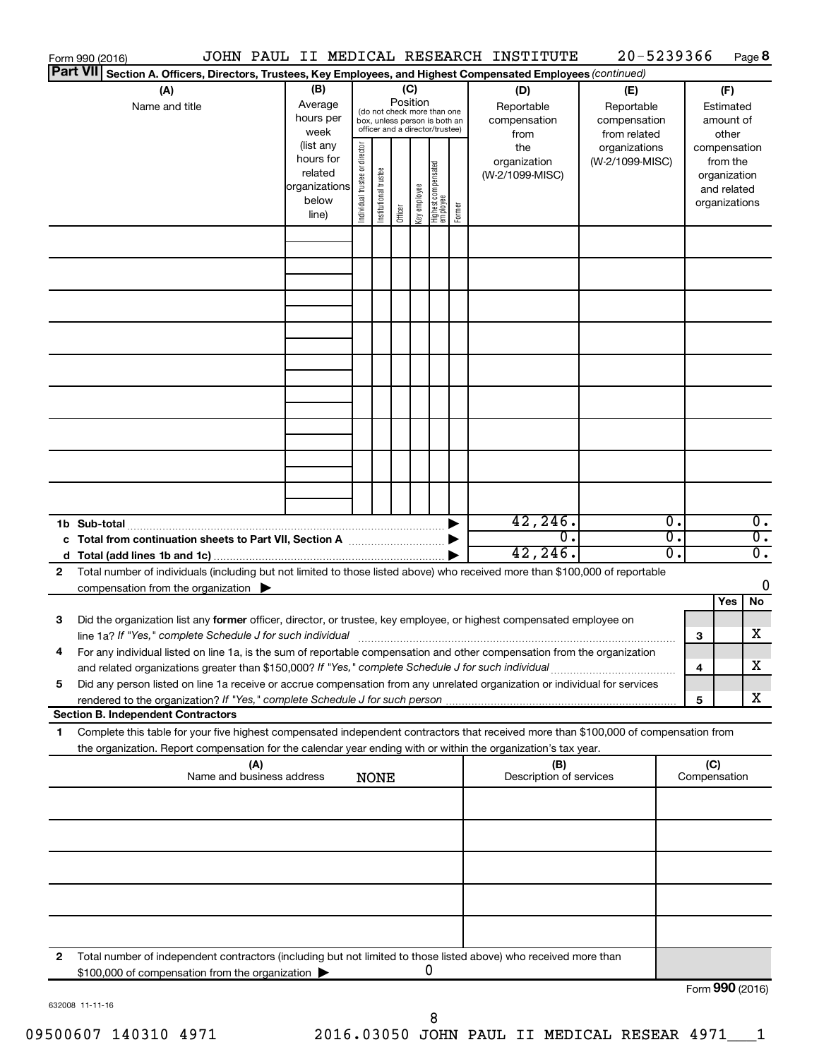Form 990 (2016) JOHN PAUL II MEDICAL RESEARCH INSTITUTE 20-5239366 Page **8**

**Part VII Section A. Officers, Directors, Trustees, Key Employees, and Highest Compensated Employees** *(continued)*

| (A) Name and title | (B) Average hours per week (list any hours for related organizations below line) | (C) Position: Individual trustee or director | Institutional trustee | Officer | Key employee | Highest compensated employee | Former | (D) Reportable compensation from the organization (W-2/1099-MISC) | (E) Reportable compensation from related organizations (W-2/1099-MISC) | (F) Estimated amount of other compensation from the organization and related organizations |
|---|---|---|---|---|---|---|---|---|---|---|
| | | | | | | | | | | |
| | | | | | | | | | | |
| | | | | | | | | | | |
| | | | | | | | | | | |
| | | | | | | | | | | |
| | | | | | | | | | | |
| | | | | | | | | | | |
| | | | | | | | | | | |
| | | | | | | | | | | |
| **1b Sub-total** | | | | | | | | 42,246. | 0. | 0. |
| **c Total from continuation sheets to Part VII, Section A** | | | | | | | | 0. | 0. | 0. |
| **d Total (add lines 1b and 1c)** | | | | | | | | 42,246. | 0. | 0. |

**2** Total number of individuals (including but not limited to those listed above) who received more than $100,000 of reportable compensation from the organization ▶ 0

| | | Yes | No |
|---|---|---|---|
| **3** Did the organization list any **former** officer, director, or trustee, key employee, or highest compensated employee on line 1a? *If "Yes," complete Schedule J for such individual* | 3 | | X |
| **4** For any individual listed on line 1a, is the sum of reportable compensation and other compensation from the organization and related organizations greater than $150,000? *If "Yes," complete Schedule J for such individual* | 4 | | X |
| **5** Did any person listed on line 1a receive or accrue compensation from any unrelated organization or individual for services rendered to the organization? *If "Yes," complete Schedule J for such person* | 5 | | X |

**Section B. Independent Contractors**

**1** Complete this table for your five highest compensated independent contractors that received more than $100,000 of compensation from the organization. Report compensation for the calendar year ending with or within the organization's tax year.

| (A) Name and business address | (B) Description of services | (C) Compensation |
|---|---|---|
| NONE | | |
| | | |
| | | |
| | | |
| | | |

**2** Total number of independent contractors (including but not limited to those listed above) who received more than $100,000 of compensation from the organization ▶ 0

Form **990** (2016)

632008 11-11-16

09500607 140310 4971 2016.03050 JOHN PAUL II MEDICAL RESEAR 4971___1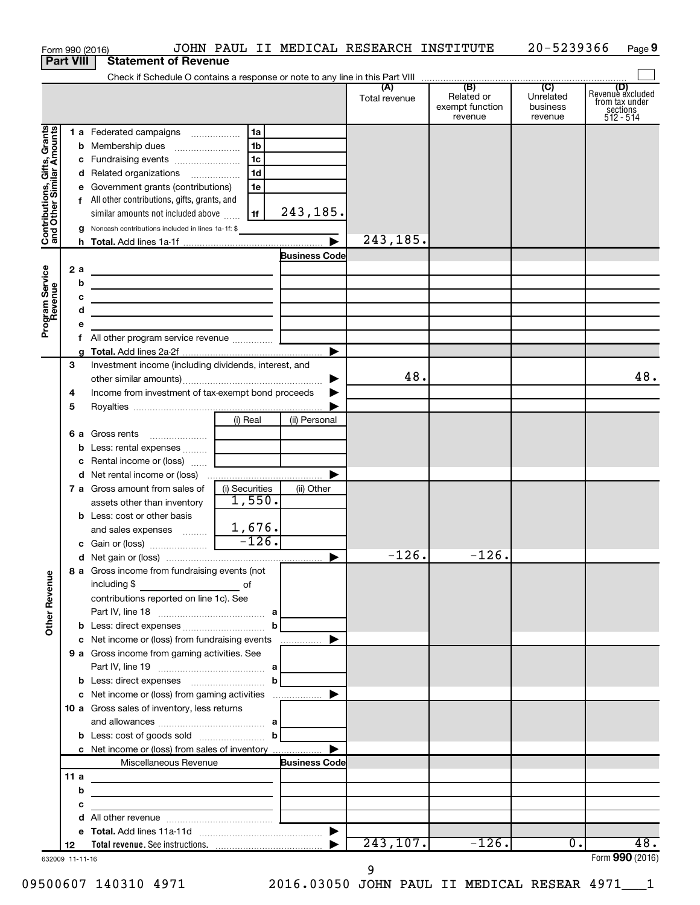Form 990 (2016) JOHN PAUL II MEDICAL RESEARCH INSTITUTE 20-5239366 Page 9

## Part VIII Statement of Revenue

Check if Schedule O contains a response or note to any line in this Part VIII

| | | | (A) Total revenue | (B) Related or exempt function revenue | (C) Unrelated business revenue | (D) Revenue excluded from tax under sections 512 - 514 |
|---|---|---|---|---|---|---|
| **Contributions, Gifts, Grants and Other Similar Amounts** | | | | | | |
| 1 a | Federated campaigns | 1a | | | | |
| b | Membership dues | 1b | | | | |
| c | Fundraising events | 1c | | | | |
| d | Related organizations | 1d | | | | |
| e | Government grants (contributions) | 1e | | | | |
| f | All other contributions, gifts, grants, and similar amounts not included above | 1f 243,185. | | | | |
| g | Noncash contributions included in lines 1a-1f: $ | | | | | |
| h | **Total.** Add lines 1a-1f | | 243,185. | | | |
| **Program Service Revenue** | | Business Code | | | | |
| 2 a | | | | | | |
| b | | | | | | |
| c | | | | | | |
| d | | | | | | |
| e | | | | | | |
| f | All other program service revenue | | | | | |
| g | **Total.** Add lines 2a-2f | | | | | |
| **Other Revenue** | | | | | | |
| 3 | Investment income (including dividends, interest, and other similar amounts) | | 48. | | | 48. |
| 4 | Income from investment of tax-exempt bond proceeds | | | | | |
| 5 | Royalties | | | | | |
| | | (i) Real / (ii) Personal | | | | |
| 6 a | Gross rents | | | | | |
| b | Less: rental expenses | | | | | |
| c | Rental income or (loss) | | | | | |
| d | Net rental income or (loss) | | | | | |
| | | (i) Securities / (ii) Other | | | | |
| 7 a | Gross amount from sales of assets other than inventory | (i) 1,550. | | | | |
| b | Less: cost or other basis and sales expenses | (i) 1,676. | | | | |
| c | Gain or (loss) | (i) -126. | | | | |
| d | Net gain or (loss) | | -126. | -126. | | |
| 8 a | Gross income from fundraising events (not including $ of contributions reported on line 1c). See Part IV, line 18 | a | | | | |
| b | Less: direct expenses | b | | | | |
| c | Net income or (loss) from fundraising events | | | | | |
| 9 a | Gross income from gaming activities. See Part IV, line 19 | a | | | | |
| b | Less: direct expenses | b | | | | |
| c | Net income or (loss) from gaming activities | | | | | |
| 10 a | Gross sales of inventory, less returns and allowances | a | | | | |
| b | Less: cost of goods sold | b | | | | |
| c | Net income or (loss) from sales of inventory | | | | | |
| | Miscellaneous Revenue | Business Code | | | | |
| 11 a | | | | | | |
| b | | | | | | |
| c | | | | | | |
| d | All other revenue | | | | | |
| e | **Total.** Add lines 11a-11d | | | | | |
| 12 | **Total revenue.** See instructions. | | 243,107. | -126. | 0. | 48. |

632009 11-11-16

Form **990** (2016)

09500607 140310 4971 2016.03050 JOHN PAUL II MEDICAL RESEAR 4971___1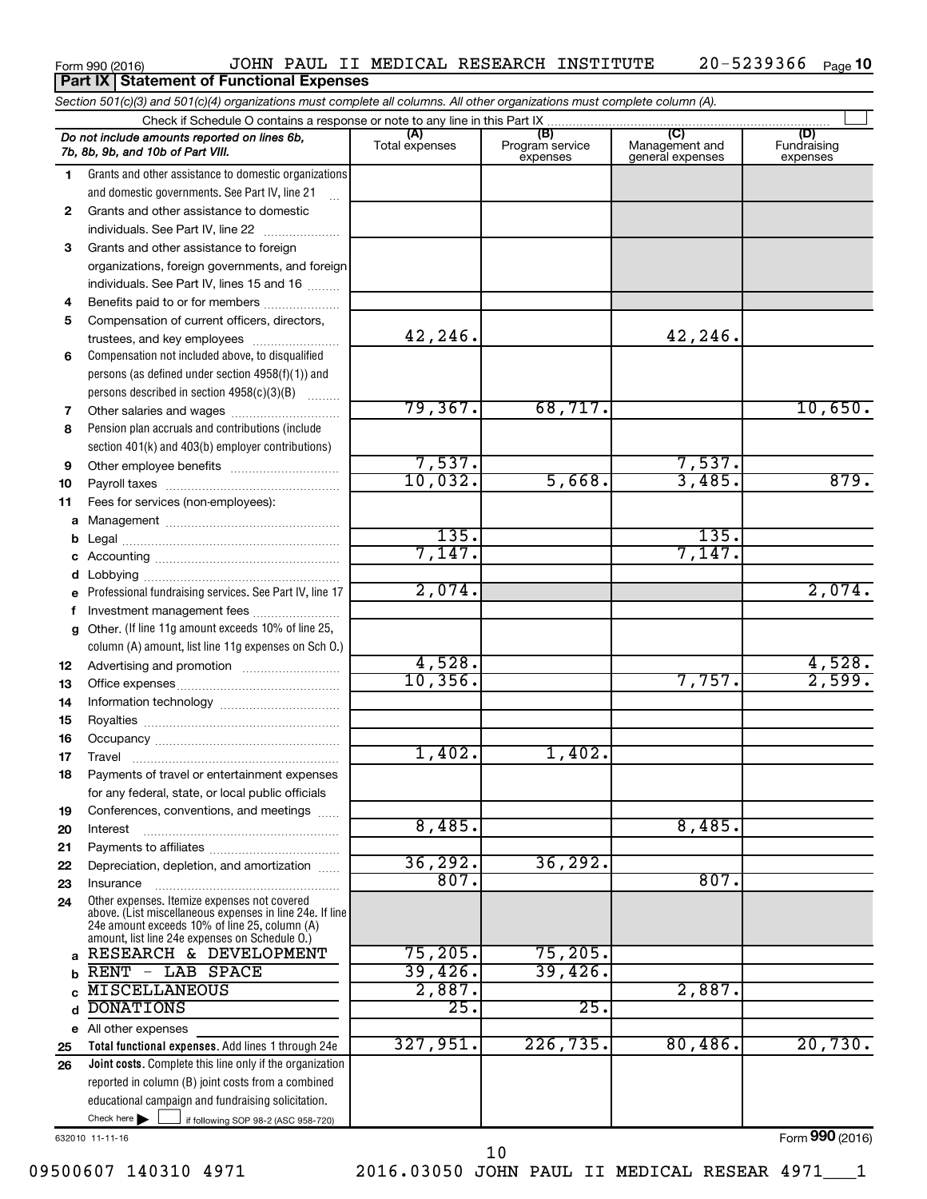Form 990 (2016) JOHN PAUL II MEDICAL RESEARCH INSTITUTE 20-5239366 Page **10**

## Part IX Statement of Functional Expenses

*Section 501(c)(3) and 501(c)(4) organizations must complete all columns. All other organizations must complete column (A).*

Check if Schedule O contains a response or note to any line in this Part IX ☐

| *Do not include amounts reported on lines 6b, 7b, 8b, 9b, and 10b of Part VIII.* | (A) Total expenses | (B) Program service expenses | (C) Management and general expenses | (D) Fundraising expenses |
|---|---|---|---|---|
| 1 Grants and other assistance to domestic organizations and domestic governments. See Part IV, line 21 | | | | |
| 2 Grants and other assistance to domestic individuals. See Part IV, line 22 | | | | |
| 3 Grants and other assistance to foreign organizations, foreign governments, and foreign individuals. See Part IV, lines 15 and 16 | | | | |
| 4 Benefits paid to or for members | | | | |
| 5 Compensation of current officers, directors, trustees, and key employees | 42,246. | | 42,246. | |
| 6 Compensation not included above, to disqualified persons (as defined under section 4958(f)(1)) and persons described in section 4958(c)(3)(B) | | | | |
| 7 Other salaries and wages | 79,367. | 68,717. | | 10,650. |
| 8 Pension plan accruals and contributions (include section 401(k) and 403(b) employer contributions) | | | | |
| 9 Other employee benefits | 7,537. | | 7,537. | |
| 10 Payroll taxes | 10,032. | 5,668. | 3,485. | 879. |
| 11 Fees for services (non-employees): | | | | |
| a Management | | | | |
| b Legal | 135. | | 135. | |
| c Accounting | 7,147. | | 7,147. | |
| d Lobbying | | | | |
| e Professional fundraising services. See Part IV, line 17 | 2,074. | | | 2,074. |
| f Investment management fees | | | | |
| g Other. (If line 11g amount exceeds 10% of line 25, column (A) amount, list line 11g expenses on Sch O.) | | | | |
| 12 Advertising and promotion | 4,528. | | | 4,528. |
| 13 Office expenses | 10,356. | | 7,757. | 2,599. |
| 14 Information technology | | | | |
| 15 Royalties | | | | |
| 16 Occupancy | | | | |
| 17 Travel | 1,402. | 1,402. | | |
| 18 Payments of travel or entertainment expenses for any federal, state, or local public officials | | | | |
| 19 Conferences, conventions, and meetings | | | | |
| 20 Interest | 8,485. | | 8,485. | |
| 21 Payments to affiliates | | | | |
| 22 Depreciation, depletion, and amortization | 36,292. | 36,292. | | |
| 23 Insurance | 807. | | 807. | |
| 24 Other expenses. Itemize expenses not covered above. (List miscellaneous expenses in line 24e. If line 24e amount exceeds 10% of line 25, column (A) amount, list line 24e expenses on Schedule O.) | | | | |
| a RESEARCH & DEVELOPMENT | 75,205. | 75,205. | | |
| b RENT - LAB SPACE | 39,426. | 39,426. | | |
| c MISCELLANEOUS | 2,887. | | 2,887. | |
| d DONATIONS | 25. | 25. | | |
| e All other expenses | | | | |
| 25 **Total functional expenses.** Add lines 1 through 24e | 327,951. | 226,735. | 80,486. | 20,730. |
| 26 **Joint costs.** Complete this line only if the organization reported in column (B) joint costs from a combined educational campaign and fundraising solicitation. Check here ☐ if following SOP 98-2 (ASC 958-720) | | | | |

632010 11-11-16 Form **990** (2016)

09500607 140310 4971 2016.03050 JOHN PAUL II MEDICAL RESEAR 4971___1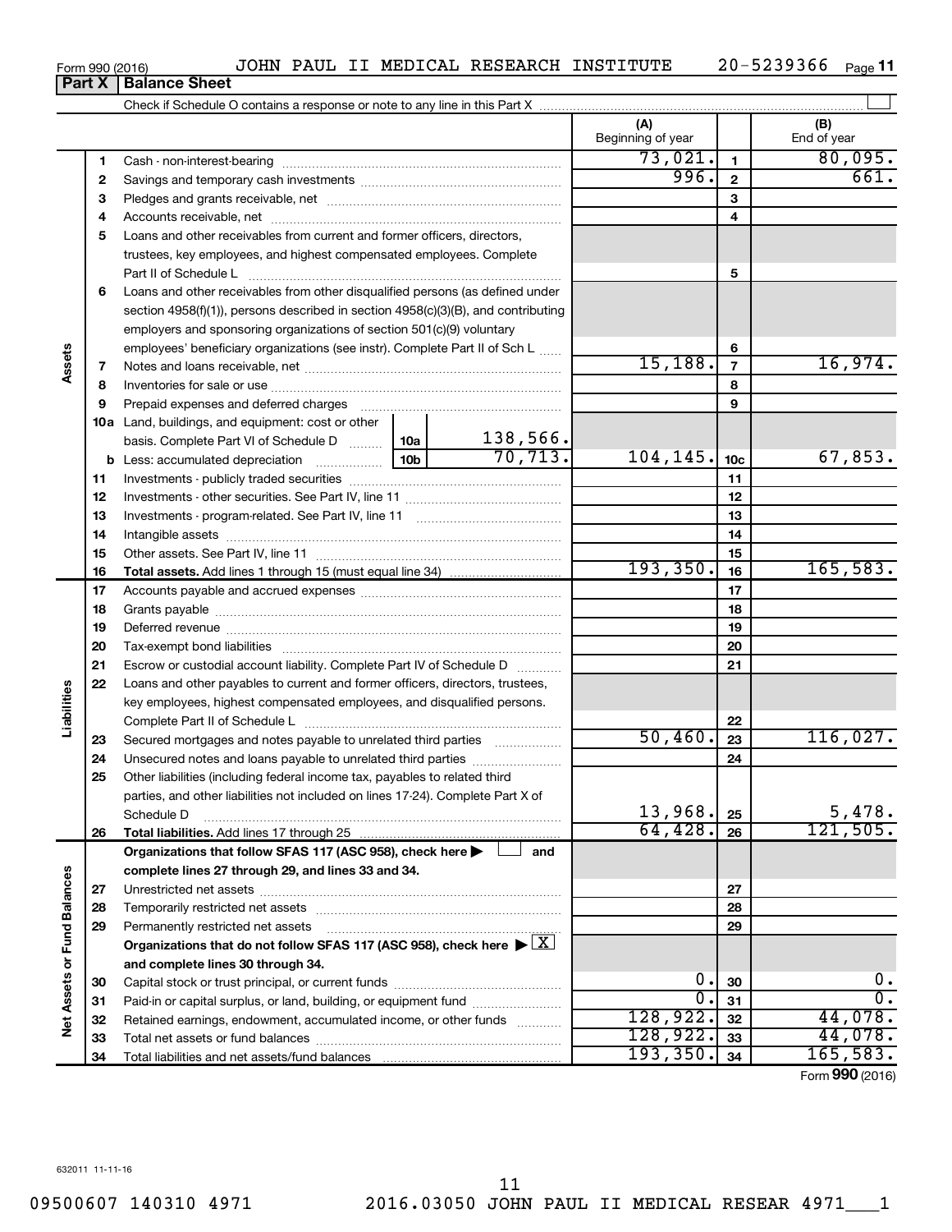Form 990 (2016) JOHN PAUL II MEDICAL RESEARCH INSTITUTE 20-5239366 Page **11**

**Part X | Balance Sheet**

Check if Schedule O contains a response or note to any line in this Part X ☐

| | | | | (A) Beginning of year | | (B) End of year |
|---|---|---|---|---|---|---|
| Assets | 1 | Cash - non-interest-bearing | | 73,021. | 1 | 80,095. |
| | 2 | Savings and temporary cash investments | | 996. | 2 | 661. |
| | 3 | Pledges and grants receivable, net | | | 3 | |
| | 4 | Accounts receivable, net | | | 4 | |
| | 5 | Loans and other receivables from current and former officers, directors, trustees, key employees, and highest compensated employees. Complete Part II of Schedule L | | | 5 | |
| | 6 | Loans and other receivables from other disqualified persons (as defined under section 4958(f)(1)), persons described in section 4958(c)(3)(B), and contributing employers and sponsoring organizations of section 501(c)(9) voluntary employees' beneficiary organizations (see instr). Complete Part II of Sch L | | | 6 | |
| | 7 | Notes and loans receivable, net | | 15,188. | 7 | 16,974. |
| | 8 | Inventories for sale or use | | | 8 | |
| | 9 | Prepaid expenses and deferred charges | | | 9 | |
| | 10a | Land, buildings, and equipment: cost or other basis. Complete Part VI of Schedule D | 10a 138,566. | | | |
| | b | Less: accumulated depreciation | 10b 70,713. | 104,145. | 10c | 67,853. |
| | 11 | Investments - publicly traded securities | | | 11 | |
| | 12 | Investments - other securities. See Part IV, line 11 | | | 12 | |
| | 13 | Investments - program-related. See Part IV, line 11 | | | 13 | |
| | 14 | Intangible assets | | | 14 | |
| | 15 | Other assets. See Part IV, line 11 | | | 15 | |
| | 16 | **Total assets.** Add lines 1 through 15 (must equal line 34) | | 193,350. | 16 | 165,583. |
| Liabilities | 17 | Accounts payable and accrued expenses | | | 17 | |
| | 18 | Grants payable | | | 18 | |
| | 19 | Deferred revenue | | | 19 | |
| | 20 | Tax-exempt bond liabilities | | | 20 | |
| | 21 | Escrow or custodial account liability. Complete Part IV of Schedule D | | | 21 | |
| | 22 | Loans and other payables to current and former officers, directors, trustees, key employees, highest compensated employees, and disqualified persons. Complete Part II of Schedule L | | | 22 | |
| | 23 | Secured mortgages and notes payable to unrelated third parties | | 50,460. | 23 | 116,027. |
| | 24 | Unsecured notes and loans payable to unrelated third parties | | | 24 | |
| | 25 | Other liabilities (including federal income tax, payables to related third parties, and other liabilities not included on lines 17-24). Complete Part X of Schedule D | | 13,968. | 25 | 5,478. |
| | 26 | **Total liabilities.** Add lines 17 through 25 | | 64,428. | 26 | 121,505. |
| Net Assets or Fund Balances | | **Organizations that follow SFAS 117 (ASC 958), check here ▶ ☐ and complete lines 27 through 29, and lines 33 and 34.** | | | | |
| | 27 | Unrestricted net assets | | | 27 | |
| | 28 | Temporarily restricted net assets | | | 28 | |
| | 29 | Permanently restricted net assets | | | 29 | |
| | | **Organizations that do not follow SFAS 117 (ASC 958), check here ▶ ☒ and complete lines 30 through 34.** | | | | |
| | 30 | Capital stock or trust principal, or current funds | | 0. | 30 | 0. |
| | 31 | Paid-in or capital surplus, or land, building, or equipment fund | | 0. | 31 | 0. |
| | 32 | Retained earnings, endowment, accumulated income, or other funds | | 128,922. | 32 | 44,078. |
| | 33 | Total net assets or fund balances | | 128,922. | 33 | 44,078. |
| | 34 | Total liabilities and net assets/fund balances | | 193,350. | 34 | 165,583. |

Form **990** (2016)

632011 11-11-16

09500607 140310 4971 2016.03050 JOHN PAUL II MEDICAL RESEAR 4971___1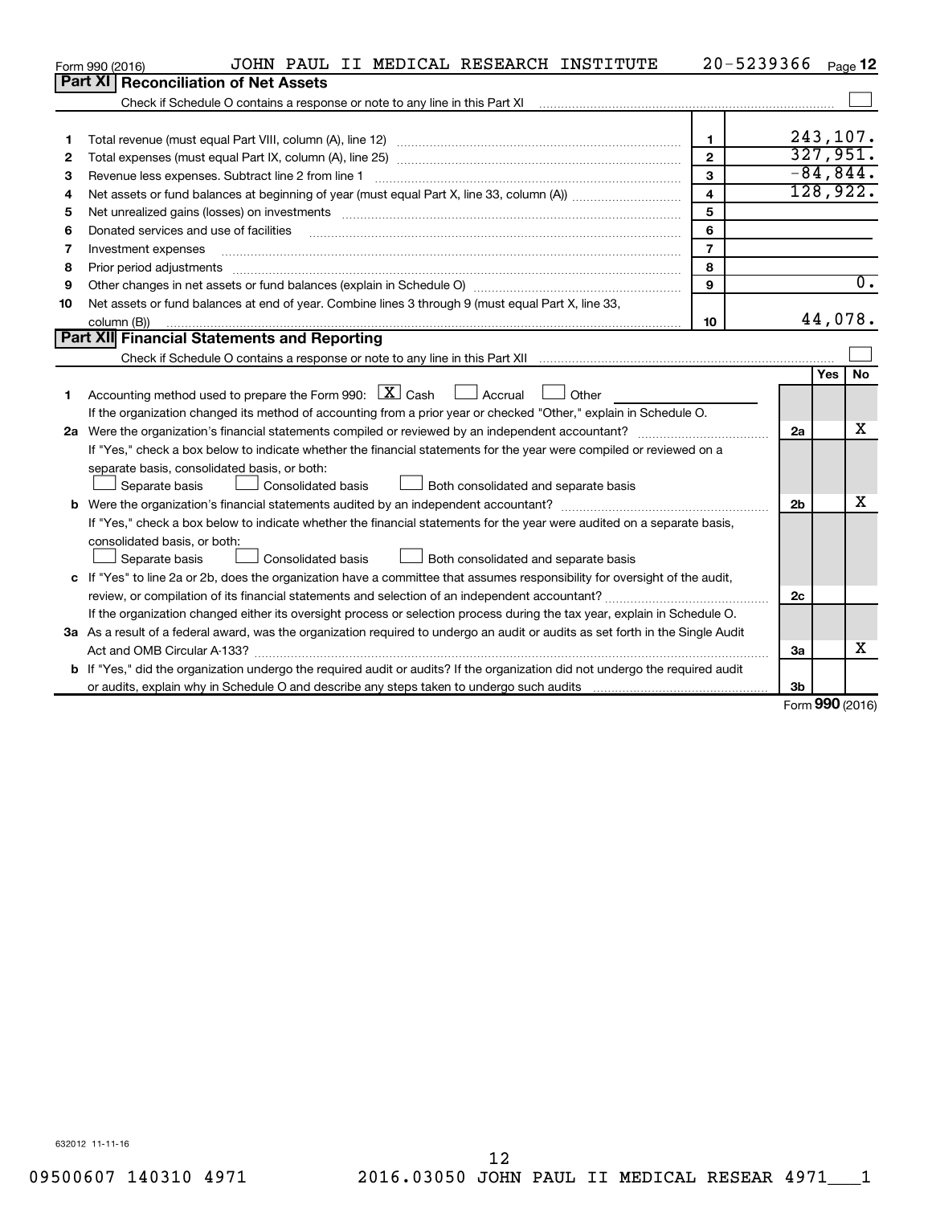Form 990 (2016) JOHN PAUL II MEDICAL RESEARCH INSTITUTE 20-5239366

## Part XI Reconciliation of Net Assets

Check if Schedule O contains a response or note to any line in this Part XI ☐

| | | | |
|---|---|---|---|
| 1 | Total revenue (must equal Part VIII, column (A), line 12) | 1 | 243,107. |
| 2 | Total expenses (must equal Part IX, column (A), line 25) | 2 | 327,951. |
| 3 | Revenue less expenses. Subtract line 2 from line 1 | 3 | -84,844. |
| 4 | Net assets or fund balances at beginning of year (must equal Part X, line 33, column (A)) | 4 | 128,922. |
| 5 | Net unrealized gains (losses) on investments | 5 | |
| 6 | Donated services and use of facilities | 6 | |
| 7 | Investment expenses | 7 | |
| 8 | Prior period adjustments | 8 | |
| 9 | Other changes in net assets or fund balances (explain in Schedule O) | 9 | 0. |
| 10 | Net assets or fund balances at end of year. Combine lines 3 through 9 (must equal Part X, line 33, column (B)) | 10 | 44,078. |

## Part XII Financial Statements and Reporting

Check if Schedule O contains a response or note to any line in this Part XII ☐

| | | | Yes | No |
|---|---|---|---|---|
| 1 | Accounting method used to prepare the Form 990: ☒ Cash ☐ Accrual ☐ Other<br>If the organization changed its method of accounting from a prior year or checked "Other," explain in Schedule O. | | | |
| 2a | Were the organization's financial statements compiled or reviewed by an independent accountant?<br>If "Yes," check a box below to indicate whether the financial statements for the year were compiled or reviewed on a separate basis, consolidated basis, or both:<br>☐ Separate basis ☐ Consolidated basis ☐ Both consolidated and separate basis | 2a | | X |
| b | Were the organization's financial statements audited by an independent accountant?<br>If "Yes," check a box below to indicate whether the financial statements for the year were audited on a separate basis, consolidated basis, or both:<br>☐ Separate basis ☐ Consolidated basis ☐ Both consolidated and separate basis | 2b | | X |
| c | If "Yes" to line 2a or 2b, does the organization have a committee that assumes responsibility for oversight of the audit, review, or compilation of its financial statements and selection of an independent accountant?<br>If the organization changed either its oversight process or selection process during the tax year, explain in Schedule O. | 2c | | |
| 3a | As a result of a federal award, was the organization required to undergo an audit or audits as set forth in the Single Audit Act and OMB Circular A-133? | 3a | | X |
| b | If "Yes," did the organization undergo the required audit or audits? If the organization did not undergo the required audit or audits, explain why in Schedule O and describe any steps taken to undergo such audits | 3b | | |

Form 990 (2016)

632012 11-11-16

09500607 140310 4971 2016.03050 JOHN PAUL II MEDICAL RESEAR 4971___1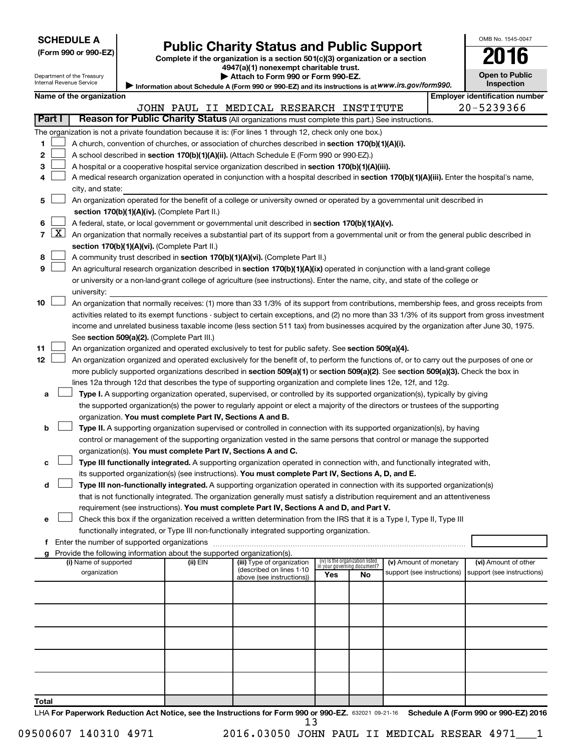**SCHEDULE A**
**(Form 990 or 990-EZ)**

Department of the Treasury
Internal Revenue Service

# Public Charity Status and Public Support

**Complete if the organization is a section 501(c)(3) organization or a section 4947(a)(1) nonexempt charitable trust.**
**▶ Attach to Form 990 or Form 990-EZ.**
▶ Information about Schedule A (Form 990 or 990-EZ) and its instructions is at *www.irs.gov/form990.*

OMB No. 1545-0047
**2016**
**Open to Public Inspection**

**Name of the organization:** JOHN PAUL II MEDICAL RESEARCH INSTITUTE
**Employer identification number:** 20-5239366

## Part I — Reason for Public Charity Status (All organizations must complete this part.) See instructions.

The organization is not a private foundation because it is: (For lines 1 through 12, check only one box.)

1. ☐ A church, convention of churches, or association of churches described in **section 170(b)(1)(A)(i).**
2. ☐ A school described in **section 170(b)(1)(A)(ii).** (Attach Schedule E (Form 990 or 990-EZ).)
3. ☐ A hospital or a cooperative hospital service organization described in **section 170(b)(1)(A)(iii).**
4. ☐ A medical research organization operated in conjunction with a hospital described in **section 170(b)(1)(A)(iii).** Enter the hospital's name, city, and state:
5. ☐ An organization operated for the benefit of a college or university owned or operated by a governmental unit described in **section 170(b)(1)(A)(iv).** (Complete Part II.)
6. ☐ A federal, state, or local government or governmental unit described in **section 170(b)(1)(A)(v).**
7. ☒ An organization that normally receives a substantial part of its support from a governmental unit or from the general public described in **section 170(b)(1)(A)(vi).** (Complete Part II.)
8. ☐ A community trust described in **section 170(b)(1)(A)(vi).** (Complete Part II.)
9. ☐ An agricultural research organization described in **section 170(b)(1)(A)(ix)** operated in conjunction with a land-grant college or university or a non-land-grant college of agriculture (see instructions). Enter the name, city, and state of the college or university:
10. ☐ An organization that normally receives: (1) more than 33 1/3% of its support from contributions, membership fees, and gross receipts from activities related to its exempt functions - subject to certain exceptions, and (2) no more than 33 1/3% of its support from gross investment income and unrelated business taxable income (less section 511 tax) from businesses acquired by the organization after June 30, 1975. See **section 509(a)(2).** (Complete Part III.)
11. ☐ An organization organized and operated exclusively to test for public safety. See **section 509(a)(4).**
12. ☐ An organization organized and operated exclusively for the benefit of, to perform the functions of, or to carry out the purposes of one or more publicly supported organizations described in **section 509(a)(1)** or **section 509(a)(2)**. See **section 509(a)(3).** Check the box in lines 12a through 12d that describes the type of supporting organization and complete lines 12e, 12f, and 12g.
   - **a** ☐ **Type I.** A supporting organization operated, supervised, or controlled by its supported organization(s), typically by giving the supported organization(s) the power to regularly appoint or elect a majority of the directors or trustees of the supporting organization. **You must complete Part IV, Sections A and B.**
   - **b** ☐ **Type II.** A supporting organization supervised or controlled in connection with its supported organization(s), by having control or management of the supporting organization vested in the same persons that control or manage the supported organization(s). **You must complete Part IV, Sections A and C.**
   - **c** ☐ **Type III functionally integrated.** A supporting organization operated in connection with, and functionally integrated with, its supported organization(s) (see instructions). **You must complete Part IV, Sections A, D, and E.**
   - **d** ☐ **Type III non-functionally integrated.** A supporting organization operated in connection with its supported organization(s) that is not functionally integrated. The organization generally must satisfy a distribution requirement and an attentiveness requirement (see instructions). **You must complete Part IV, Sections A and D, and Part V.**
   - **e** ☐ Check this box if the organization received a written determination from the IRS that it is a Type I, Type II, Type III functionally integrated, or Type III non-functionally integrated supporting organization.
   - **f** Enter the number of supported organizations
   - **g** Provide the following information about the supported organization(s).

| (i) Name of supported organization | (ii) EIN | (iii) Type of organization (described on lines 1-10 above (see instructions)) | (iv) Is the organization listed in your governing document? Yes | No | (v) Amount of monetary support (see instructions) | (vi) Amount of other support (see instructions) |
|---|---|---|---|---|---|---|
| | | | | | | |
| | | | | | | |
| | | | | | | |
| | | | | | | |
| | | | | | | |
| **Total** | | | | | | |

LHA **For Paperwork Reduction Act Notice, see the Instructions for Form 990 or 990-EZ.** 632021 09-21-16 **Schedule A (Form 990 or 990-EZ) 2016**

09500607 140310 4971 2016.03050 JOHN PAUL II MEDICAL RESEAR 4971___1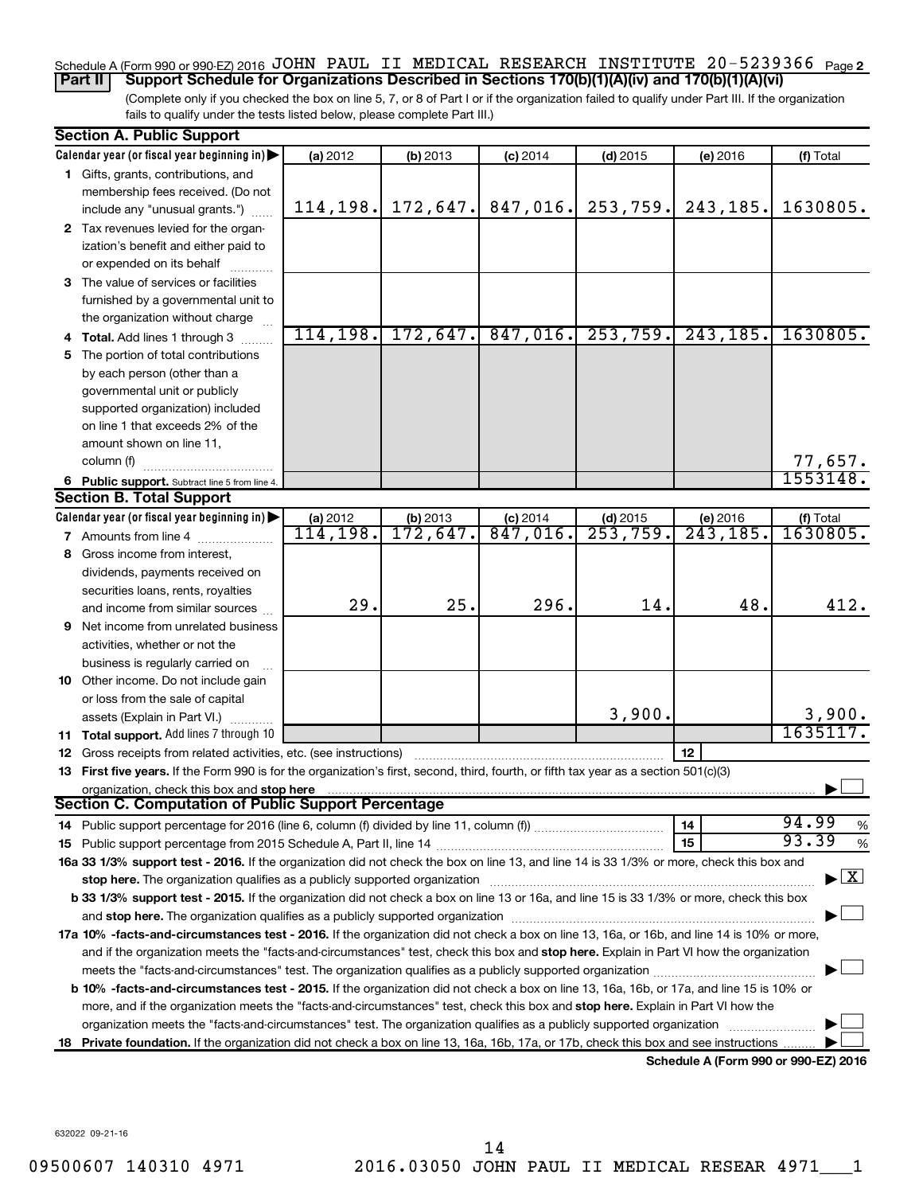Schedule A (Form 990 or 990-EZ) 2016 JOHN PAUL II MEDICAL RESEARCH INSTITUTE 20-5239366 Page 2

## Part II Support Schedule for Organizations Described in Sections 170(b)(1)(A)(iv) and 170(b)(1)(A)(vi)

(Complete only if you checked the box on line 5, 7, or 8 of Part I or if the organization failed to qualify under Part III. If the organization fails to qualify under the tests listed below, please complete Part III.)

### Section A. Public Support

| Calendar year (or fiscal year beginning in) ▶ | (a) 2012 | (b) 2013 | (c) 2014 | (d) 2015 | (e) 2016 | (f) Total |
|---|---|---|---|---|---|---|
| **1** Gifts, grants, contributions, and membership fees received. (Do not include any "unusual grants.") | 114,198. | 172,647. | 847,016. | 253,759. | 243,185. | 1630805. |
| **2** Tax revenues levied for the organization's benefit and either paid to or expended on its behalf | | | | | | |
| **3** The value of services or facilities furnished by a governmental unit to the organization without charge | | | | | | |
| **4 Total.** Add lines 1 through 3 | 114,198. | 172,647. | 847,016. | 253,759. | 243,185. | 1630805. |
| **5** The portion of total contributions by each person (other than a governmental unit or publicly supported organization) included on line 1 that exceeds 2% of the amount shown on line 11, column (f) | | | | | | 77,657. |
| **6 Public support.** Subtract line 5 from line 4. | | | | | | 1553148. |

### Section B. Total Support

| Calendar year (or fiscal year beginning in) ▶ | (a) 2012 | (b) 2013 | (c) 2014 | (d) 2015 | (e) 2016 | (f) Total |
|---|---|---|---|---|---|---|
| **7** Amounts from line 4 | 114,198. | 172,647. | 847,016. | 253,759. | 243,185. | 1630805. |
| **8** Gross income from interest, dividends, payments received on securities loans, rents, royalties and income from similar sources | 29. | 25. | 296. | 14. | 48. | 412. |
| **9** Net income from unrelated business activities, whether or not the business is regularly carried on | | | | | | |
| **10** Other income. Do not include gain or loss from the sale of capital assets (Explain in Part VI.) | | | | 3,900. | | 3,900. |
| **11 Total support.** Add lines 7 through 10 | | | | | | 1635117. |

**12** Gross receipts from related activities, etc. (see instructions) | **12** |

**13 First five years.** If the Form 990 is for the organization's first, second, third, fourth, or fifth tax year as a section 501(c)(3) organization, check this box and **stop here** ▶ ☐

### Section C. Computation of Public Support Percentage

**14** Public support percentage for 2016 (line 6, column (f) divided by line 11, column (f)) | **14** | 94.99 %

**15** Public support percentage from 2015 Schedule A, Part II, line 14 | **15** | 93.39 %

**16a 33 1/3% support test - 2016.** If the organization did not check the box on line 13, and line 14 is 33 1/3% or more, check this box and **stop here.** The organization qualifies as a publicly supported organization ▶ ☒

**b 33 1/3% support test - 2015.** If the organization did not check a box on line 13 or 16a, and line 15 is 33 1/3% or more, check this box and **stop here.** The organization qualifies as a publicly supported organization ▶ ☐

**17a 10% -facts-and-circumstances test - 2016.** If the organization did not check a box on line 13, 16a, or 16b, and line 14 is 10% or more, and if the organization meets the "facts-and-circumstances" test, check this box and **stop here.** Explain in Part VI how the organization meets the "facts-and-circumstances" test. The organization qualifies as a publicly supported organization ▶ ☐

**b 10% -facts-and-circumstances test - 2015.** If the organization did not check a box on line 13, 16a, 16b, or 17a, and line 15 is 10% or more, and if the organization meets the "facts-and-circumstances" test, check this box and **stop here.** Explain in Part VI how the organization meets the "facts-and-circumstances" test. The organization qualifies as a publicly supported organization ▶ ☐

**18 Private foundation.** If the organization did not check a box on line 13, 16a, 16b, 17a, or 17b, check this box and see instructions ▶ ☐

**Schedule A (Form 990 or 990-EZ) 2016**

632022 09-21-16

09500607 140310 4971 2016.03050 JOHN PAUL II MEDICAL RESEAR 4971___1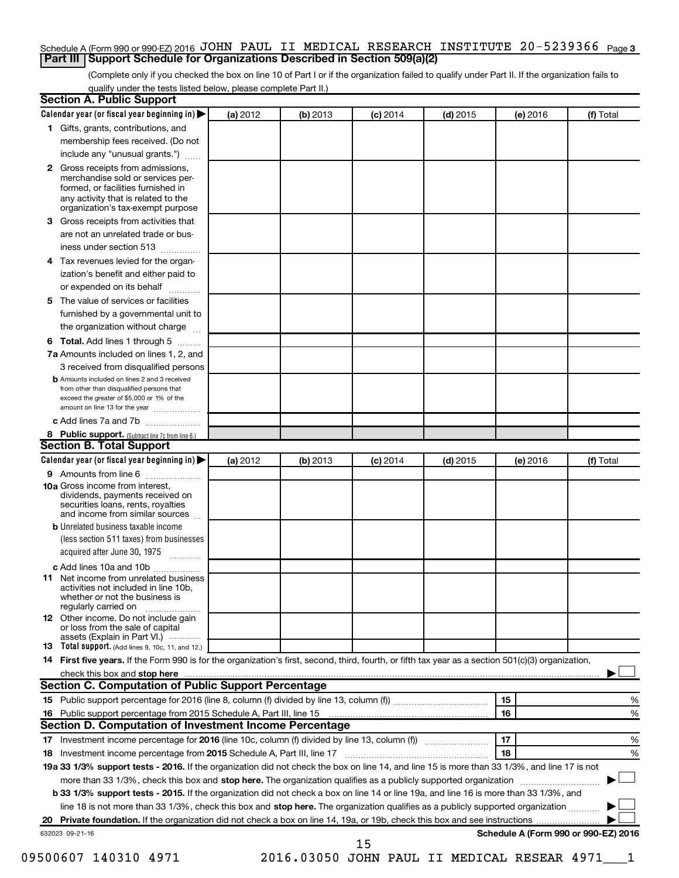Schedule A (Form 990 or 990-EZ) 2016 JOHN PAUL II MEDICAL RESEARCH INSTITUTE 20-5239366 Page 3

## Part III Support Schedule for Organizations Described in Section 509(a)(2)

(Complete only if you checked the box on line 10 of Part I or if the organization failed to qualify under Part II. If the organization fails to qualify under the tests listed below, please complete Part II.)

### Section A. Public Support

| Calendar year (or fiscal year beginning in) ▶ | (a) 2012 | (b) 2013 | (c) 2014 | (d) 2015 | (e) 2016 | (f) Total |
|---|---|---|---|---|---|---|
| **1** Gifts, grants, contributions, and membership fees received. (Do not include any "unusual grants.") | | | | | | |
| **2** Gross receipts from admissions, merchandise sold or services performed, or facilities furnished in any activity that is related to the organization's tax-exempt purpose | | | | | | |
| **3** Gross receipts from activities that are not an unrelated trade or business under section 513 | | | | | | |
| **4** Tax revenues levied for the organization's benefit and either paid to or expended on its behalf | | | | | | |
| **5** The value of services or facilities furnished by a governmental unit to the organization without charge | | | | | | |
| **6 Total.** Add lines 1 through 5 | | | | | | |
| **7a** Amounts included on lines 1, 2, and 3 received from disqualified persons | | | | | | |
| **b** Amounts included on lines 2 and 3 received from other than disqualified persons that exceed the greater of $5,000 or 1% of the amount on line 13 for the year | | | | | | |
| **c** Add lines 7a and 7b | | | | | | |
| **8 Public support.** (Subtract line 7c from line 6.) | | | | | | |

### Section B. Total Support

| Calendar year (or fiscal year beginning in) ▶ | (a) 2012 | (b) 2013 | (c) 2014 | (d) 2015 | (e) 2016 | (f) Total |
|---|---|---|---|---|---|---|
| **9** Amounts from line 6 | | | | | | |
| **10a** Gross income from interest, dividends, payments received on securities loans, rents, royalties and income from similar sources | | | | | | |
| **b** Unrelated business taxable income (less section 511 taxes) from businesses acquired after June 30, 1975 | | | | | | |
| **c** Add lines 10a and 10b | | | | | | |
| **11** Net income from unrelated business activities not included in line 10b, whether or not the business is regularly carried on | | | | | | |
| **12** Other income. Do not include gain or loss from the sale of capital assets (Explain in Part VI.) | | | | | | |
| **13 Total support.** (Add lines 9, 10c, 11, and 12.) | | | | | | |

**14 First five years.** If the Form 990 is for the organization's first, second, third, fourth, or fifth tax year as a section 501(c)(3) organization, check this box and **stop here** ▶ ☐

### Section C. Computation of Public Support Percentage

| | | | |
|---|---|---|---|
| **15** Public support percentage for 2016 (line 8, column (f) divided by line 13, column (f)) | 15 | | % |
| **16** Public support percentage from 2015 Schedule A, Part III, line 15 | 16 | | % |

### Section D. Computation of Investment Income Percentage

| | | | |
|---|---|---|---|
| **17** Investment income percentage for **2016** (line 10c, column (f) divided by line 13, column (f)) | 17 | | % |
| **18** Investment income percentage from **2015** Schedule A, Part III, line 17 | 18 | | % |

**19a 33 1/3% support tests - 2016.** If the organization did not check the box on line 14, and line 15 is more than 33 1/3%, and line 17 is not more than 33 1/3%, check this box and **stop here.** The organization qualifies as a publicly supported organization ▶ ☐

**b 33 1/3% support tests - 2015.** If the organization did not check a box on line 14 or line 19a, and line 16 is more than 33 1/3%, and line 18 is not more than 33 1/3%, check this box and **stop here.** The organization qualifies as a publicly supported organization ▶ ☐

**20 Private foundation.** If the organization did not check a box on line 14, 19a, or 19b, check this box and see instructions ▶ ☐

632023 09-21-16 **Schedule A (Form 990 or 990-EZ) 2016**

09500607 140310 4971 2016.03050 JOHN PAUL II MEDICAL RESEAR 4971___1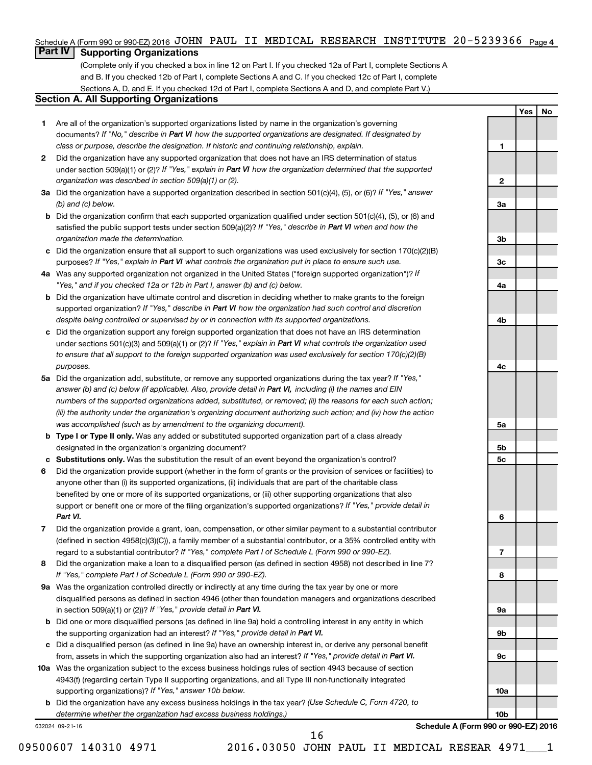Schedule A (Form 990 or 990-EZ) 2016 JOHN PAUL II MEDICAL RESEARCH INSTITUTE 20-5239366 Page 4

## Part IV Supporting Organizations

(Complete only if you checked a box in line 12 on Part I. If you checked 12a of Part I, complete Sections A and B. If you checked 12b of Part I, complete Sections A and C. If you checked 12c of Part I, complete Sections A, D, and E. If you checked 12d of Part I, complete Sections A and D, and complete Part V.)

### Section A. All Supporting Organizations

| | | | Yes | No |
|---|---|---|---|---|
| **1** | Are all of the organization's supported organizations listed by name in the organization's governing documents? *If "No," describe in **Part VI** how the supported organizations are designated. If designated by class or purpose, describe the designation. If historic and continuing relationship, explain.* | 1 | | |
| **2** | Did the organization have any supported organization that does not have an IRS determination of status under section 509(a)(1) or (2)? *If "Yes," explain in **Part VI** how the organization determined that the supported organization was described in section 509(a)(1) or (2).* | 2 | | |
| **3a** | Did the organization have a supported organization described in section 501(c)(4), (5), or (6)? *If "Yes," answer (b) and (c) below.* | 3a | | |
| **b** | Did the organization confirm that each supported organization qualified under section 501(c)(4), (5), or (6) and satisfied the public support tests under section 509(a)(2)? *If "Yes," describe in **Part VI** when and how the organization made the determination.* | 3b | | |
| **c** | Did the organization ensure that all support to such organizations was used exclusively for section 170(c)(2)(B) purposes? *If "Yes," explain in **Part VI** what controls the organization put in place to ensure such use.* | 3c | | |
| **4a** | Was any supported organization not organized in the United States ("foreign supported organization")? *If "Yes," and if you checked 12a or 12b in Part I, answer (b) and (c) below.* | 4a | | |
| **b** | Did the organization have ultimate control and discretion in deciding whether to make grants to the foreign supported organization? *If "Yes," describe in **Part VI** how the organization had such control and discretion despite being controlled or supervised by or in connection with its supported organizations.* | 4b | | |
| **c** | Did the organization support any foreign supported organization that does not have an IRS determination under sections 501(c)(3) and 509(a)(1) or (2)? *If "Yes," explain in **Part VI** what controls the organization used to ensure that all support to the foreign supported organization was used exclusively for section 170(c)(2)(B) purposes.* | 4c | | |
| **5a** | Did the organization add, substitute, or remove any supported organizations during the tax year? *If "Yes," answer (b) and (c) below (if applicable). Also, provide detail in **Part VI,** including (i) the names and EIN numbers of the supported organizations added, substituted, or removed; (ii) the reasons for each such action; (iii) the authority under the organization's organizing document authorizing such action; and (iv) how the action was accomplished (such as by amendment to the organizing document).* | 5a | | |
| **b** | **Type I or Type II only.** Was any added or substituted supported organization part of a class already designated in the organization's organizing document? | 5b | | |
| **c** | **Substitutions only.** Was the substitution the result of an event beyond the organization's control? | 5c | | |
| **6** | Did the organization provide support (whether in the form of grants or the provision of services or facilities) to anyone other than (i) its supported organizations, (ii) individuals that are part of the charitable class benefited by one or more of its supported organizations, or (iii) other supporting organizations that also support or benefit one or more of the filing organization's supported organizations? *If "Yes," provide detail in **Part VI.*** | 6 | | |
| **7** | Did the organization provide a grant, loan, compensation, or other similar payment to a substantial contributor (defined in section 4958(c)(3)(C)), a family member of a substantial contributor, or a 35% controlled entity with regard to a substantial contributor? *If "Yes," complete Part I of Schedule L (Form 990 or 990-EZ).* | 7 | | |
| **8** | Did the organization make a loan to a disqualified person (as defined in section 4958) not described in line 7? *If "Yes," complete Part I of Schedule L (Form 990 or 990-EZ).* | 8 | | |
| **9a** | Was the organization controlled directly or indirectly at any time during the tax year by one or more disqualified persons as defined in section 4946 (other than foundation managers and organizations described in section 509(a)(1) or (2))? *If "Yes," provide detail in **Part VI.*** | 9a | | |
| **b** | Did one or more disqualified persons (as defined in line 9a) hold a controlling interest in any entity in which the supporting organization had an interest? *If "Yes," provide detail in **Part VI.*** | 9b | | |
| **c** | Did a disqualified person (as defined in line 9a) have an ownership interest in, or derive any personal benefit from, assets in which the supporting organization also had an interest? *If "Yes," provide detail in **Part VI.*** | 9c | | |
| **10a** | Was the organization subject to the excess business holdings rules of section 4943 because of section 4943(f) (regarding certain Type II supporting organizations, and all Type III non-functionally integrated supporting organizations)? *If "Yes," answer 10b below.* | 10a | | |
| **b** | Did the organization have any excess business holdings in the tax year? *(Use Schedule C, Form 4720, to determine whether the organization had excess business holdings.)* | 10b | | |

632024 09-21-16

**Schedule A (Form 990 or 990-EZ) 2016**

09500607 140310 4971 2016.03050 JOHN PAUL II MEDICAL RESEAR 4971___1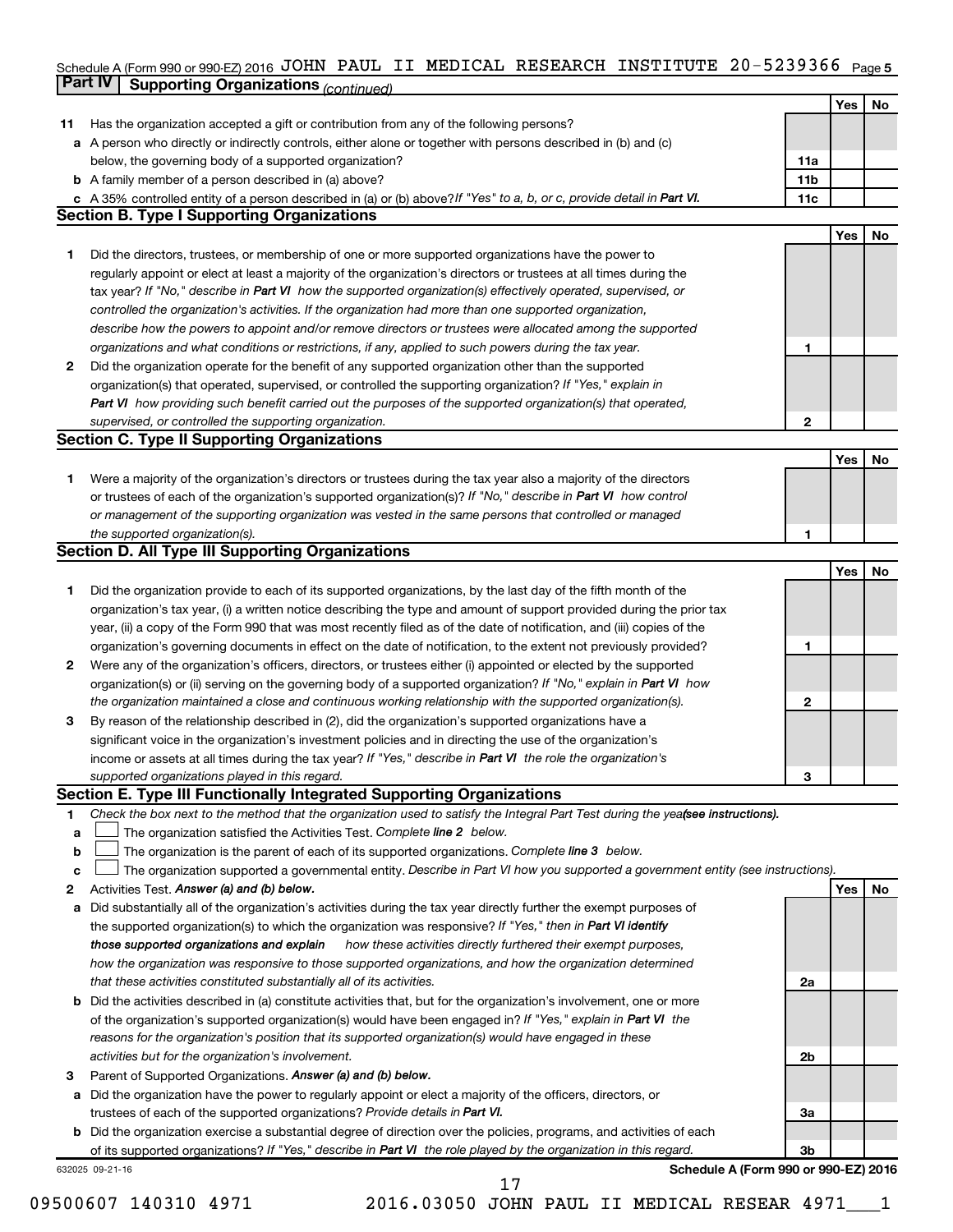Schedule A (Form 990 or 990-EZ) 2016 JOHN PAUL II MEDICAL RESEARCH INSTITUTE 20-5239366 Page 5

## Part IV Supporting Organizations *(continued)*

| | | | Yes | No |
|---|---|---|---|---|
| **11** | Has the organization accepted a gift or contribution from any of the following persons? | | | |
| **a** | A person who directly or indirectly controls, either alone or together with persons described in (b) and (c) below, the governing body of a supported organization? | **11a** | | |
| **b** | A family member of a person described in (a) above? | **11b** | | |
| **c** | A 35% controlled entity of a person described in (a) or (b) above? *If "Yes" to a, b, or c, provide detail in* ***Part VI.*** | **11c** | | |

### Section B. Type I Supporting Organizations

| | | | Yes | No |
|---|---|---|---|---|
| **1** | Did the directors, trustees, or membership of one or more supported organizations have the power to regularly appoint or elect at least a majority of the organization's directors or trustees at all times during the tax year? *If "No," describe in* ***Part VI*** *how the supported organization(s) effectively operated, supervised, or controlled the organization's activities. If the organization had more than one supported organization, describe how the powers to appoint and/or remove directors or trustees were allocated among the supported organizations and what conditions or restrictions, if any, applied to such powers during the tax year.* | **1** | | |
| **2** | Did the organization operate for the benefit of any supported organization other than the supported organization(s) that operated, supervised, or controlled the supporting organization? *If "Yes," explain in* ***Part VI*** *how providing such benefit carried out the purposes of the supported organization(s) that operated, supervised, or controlled the supporting organization.* | **2** | | |

### Section C. Type II Supporting Organizations

| | | | Yes | No |
|---|---|---|---|---|
| **1** | Were a majority of the organization's directors or trustees during the tax year also a majority of the directors or trustees of each of the organization's supported organization(s)? *If "No," describe in* ***Part VI*** *how control or management of the supporting organization was vested in the same persons that controlled or managed the supported organization(s).* | **1** | | |

### Section D. All Type III Supporting Organizations

| | | | Yes | No |
|---|---|---|---|---|
| **1** | Did the organization provide to each of its supported organizations, by the last day of the fifth month of the organization's tax year, (i) a written notice describing the type and amount of support provided during the prior tax year, (ii) a copy of the Form 990 that was most recently filed as of the date of notification, and (iii) copies of the organization's governing documents in effect on the date of notification, to the extent not previously provided? | **1** | | |
| **2** | Were any of the organization's officers, directors, or trustees either (i) appointed or elected by the supported organization(s) or (ii) serving on the governing body of a supported organization? *If "No," explain in* ***Part VI*** *how the organization maintained a close and continuous working relationship with the supported organization(s).* | **2** | | |
| **3** | By reason of the relationship described in (2), did the organization's supported organizations have a significant voice in the organization's investment policies and in directing the use of the organization's income or assets at all times during the tax year? *If "Yes," describe in* ***Part VI*** *the role the organization's supported organizations played in this regard.* | **3** | | |

### Section E. Type III Functionally Integrated Supporting Organizations

**1** *Check the box next to the method that the organization used to satisfy the Integral Part Test during the year* ***(see instructions).***

- **a** ☐ The organization satisfied the Activities Test. *Complete* ***line 2*** *below.*
- **b** ☐ The organization is the parent of each of its supported organizations. *Complete* ***line 3*** *below.*
- **c** ☐ The organization supported a governmental entity. *Describe in Part VI how you supported a government entity (see instructions).*

| | | | Yes | No |
|---|---|---|---|---|
| **2** | Activities Test. ***Answer (a) and (b) below.*** | | | |
| **a** | Did substantially all of the organization's activities during the tax year directly further the exempt purposes of the supported organization(s) to which the organization was responsive? *If "Yes," then in* ***Part VI identify those supported organizations and explain*** *how these activities directly furthered their exempt purposes, how the organization was responsive to those supported organizations, and how the organization determined that these activities constituted substantially all of its activities.* | **2a** | | |
| **b** | Did the activities described in (a) constitute activities that, but for the organization's involvement, one or more of the organization's supported organization(s) would have been engaged in? *If "Yes," explain in* ***Part VI*** *the reasons for the organization's position that its supported organization(s) would have engaged in these activities but for the organization's involvement.* | **2b** | | |
| **3** | Parent of Supported Organizations. ***Answer (a) and (b) below.*** | | | |
| **a** | Did the organization have the power to regularly appoint or elect a majority of the officers, directors, or trustees of each of the supported organizations? *Provide details in* ***Part VI.*** | **3a** | | |
| **b** | Did the organization exercise a substantial degree of direction over the policies, programs, and activities of each of its supported organizations? *If "Yes," describe in* ***Part VI*** *the role played by the organization in this regard.* | **3b** | | |

632025 09-21-16 **Schedule A (Form 990 or 990-EZ) 2016**

09500607 140310 4971 2016.03050 JOHN PAUL II MEDICAL RESEAR 4971___1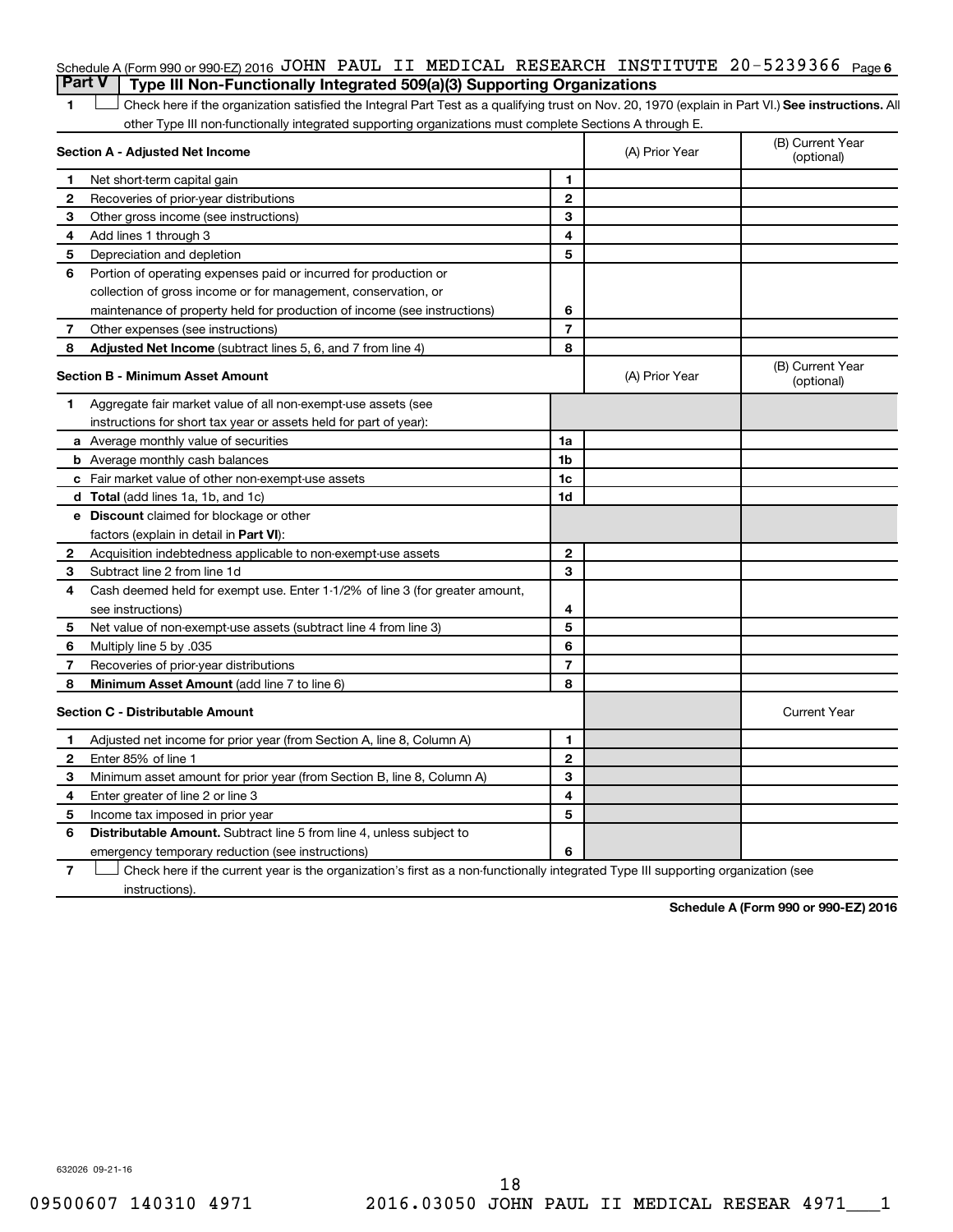Schedule A (Form 990 or 990-EZ) 2016 JOHN PAUL II MEDICAL RESEARCH INSTITUTE 20-5239366 Page 6

## Part V Type III Non-Functionally Integrated 509(a)(3) Supporting Organizations

1 ☐ Check here if the organization satisfied the Integral Part Test as a qualifying trust on Nov. 20, 1970 (explain in Part VI.) **See instructions.** All other Type III non-functionally integrated supporting organizations must complete Sections A through E.

| **Section A - Adjusted Net Income** | | | (A) Prior Year | (B) Current Year (optional) |
|---|---|---|---|---|
| 1 | Net short-term capital gain | 1 | | |
| 2 | Recoveries of prior-year distributions | 2 | | |
| 3 | Other gross income (see instructions) | 3 | | |
| 4 | Add lines 1 through 3 | 4 | | |
| 5 | Depreciation and depletion | 5 | | |
| 6 | Portion of operating expenses paid or incurred for production or collection of gross income or for management, conservation, or maintenance of property held for production of income (see instructions) | 6 | | |
| 7 | Other expenses (see instructions) | 7 | | |
| 8 | **Adjusted Net Income** (subtract lines 5, 6, and 7 from line 4) | 8 | | |

| **Section B - Minimum Asset Amount** | | | (A) Prior Year | (B) Current Year (optional) |
|---|---|---|---|---|
| 1 | Aggregate fair market value of all non-exempt-use assets (see instructions for short tax year or assets held for part of year): | | | |
| a | Average monthly value of securities | 1a | | |
| b | Average monthly cash balances | 1b | | |
| c | Fair market value of other non-exempt-use assets | 1c | | |
| d | **Total** (add lines 1a, 1b, and 1c) | 1d | | |
| e | **Discount** claimed for blockage or other factors (explain in detail in **Part VI**): | | | |
| 2 | Acquisition indebtedness applicable to non-exempt-use assets | 2 | | |
| 3 | Subtract line 2 from line 1d | 3 | | |
| 4 | Cash deemed held for exempt use. Enter 1-1/2% of line 3 (for greater amount, see instructions) | 4 | | |
| 5 | Net value of non-exempt-use assets (subtract line 4 from line 3) | 5 | | |
| 6 | Multiply line 5 by .035 | 6 | | |
| 7 | Recoveries of prior-year distributions | 7 | | |
| 8 | **Minimum Asset Amount** (add line 7 to line 6) | 8 | | |

| **Section C - Distributable Amount** | | | | Current Year |
|---|---|---|---|---|
| 1 | Adjusted net income for prior year (from Section A, line 8, Column A) | 1 | | |
| 2 | Enter 85% of line 1 | 2 | | |
| 3 | Minimum asset amount for prior year (from Section B, line 8, Column A) | 3 | | |
| 4 | Enter greater of line 2 or line 3 | 4 | | |
| 5 | Income tax imposed in prior year | 5 | | |
| 6 | **Distributable Amount.** Subtract line 5 from line 4, unless subject to emergency temporary reduction (see instructions) | 6 | | |

7 ☐ Check here if the current year is the organization's first as a non-functionally integrated Type III supporting organization (see instructions).

**Schedule A (Form 990 or 990-EZ) 2016**

632026 09-21-16

09500607 140310 4971 2016.03050 JOHN PAUL II MEDICAL RESEAR 4971___1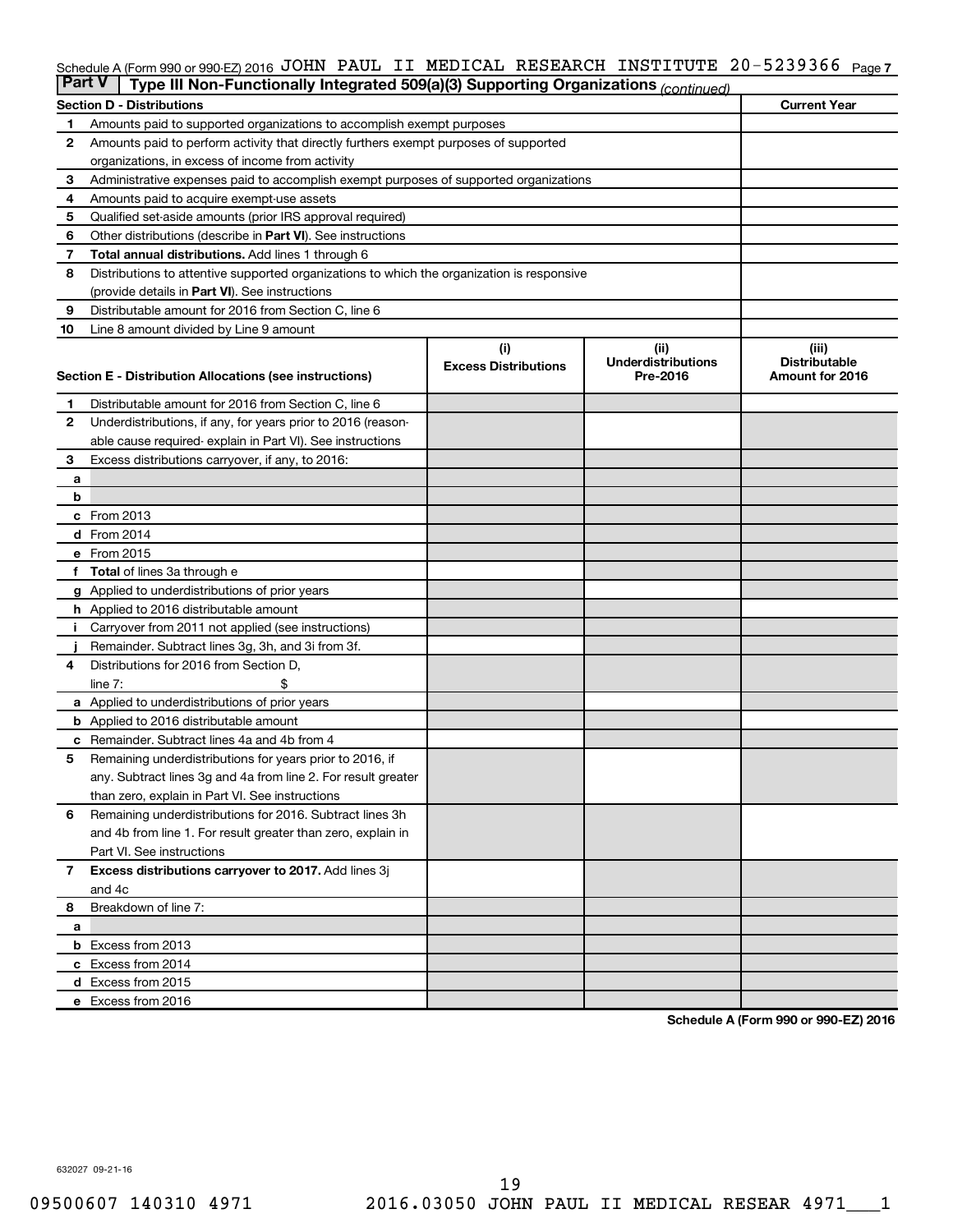Schedule A (Form 990 or 990-EZ) 2016 JOHN PAUL II MEDICAL RESEARCH INSTITUTE 20-5239366 Page 7

**Part V Type III Non-Functionally Integrated 509(a)(3) Supporting Organizations** *(continued)*

| Section D - Distributions | | Current Year |
|---|---|---|
| 1 | Amounts paid to supported organizations to accomplish exempt purposes | |
| 2 | Amounts paid to perform activity that directly furthers exempt purposes of supported organizations, in excess of income from activity | |
| 3 | Administrative expenses paid to accomplish exempt purposes of supported organizations | |
| 4 | Amounts paid to acquire exempt-use assets | |
| 5 | Qualified set-aside amounts (prior IRS approval required) | |
| 6 | Other distributions (describe in **Part VI**). See instructions | |
| 7 | **Total annual distributions.** Add lines 1 through 6 | |
| 8 | Distributions to attentive supported organizations to which the organization is responsive (provide details in **Part VI**). See instructions | |
| 9 | Distributable amount for 2016 from Section C, line 6 | |
| 10 | Line 8 amount divided by Line 9 amount | |

| Section E - Distribution Allocations (see instructions) | | (i) Excess Distributions | (ii) Underdistributions Pre-2016 | (iii) Distributable Amount for 2016 |
|---|---|---|---|---|
| 1 | Distributable amount for 2016 from Section C, line 6 | | | |
| 2 | Underdistributions, if any, for years prior to 2016 (reasonable cause required- explain in Part VI). See instructions | | | |
| 3 | Excess distributions carryover, if any, to 2016: | | | |
| a | | | | |
| b | | | | |
| c | From 2013 | | | |
| d | From 2014 | | | |
| e | From 2015 | | | |
| f | **Total** of lines 3a through e | | | |
| g | Applied to underdistributions of prior years | | | |
| h | Applied to 2016 distributable amount | | | |
| i | Carryover from 2011 not applied (see instructions) | | | |
| j | Remainder. Subtract lines 3g, 3h, and 3i from 3f. | | | |
| 4 | Distributions for 2016 from Section D, line 7: $ | | | |
| a | Applied to underdistributions of prior years | | | |
| b | Applied to 2016 distributable amount | | | |
| c | Remainder. Subtract lines 4a and 4b from 4 | | | |
| 5 | Remaining underdistributions for years prior to 2016, if any. Subtract lines 3g and 4a from line 2. For result greater than zero, explain in Part VI. See instructions | | | |
| 6 | Remaining underdistributions for 2016. Subtract lines 3h and 4b from line 1. For result greater than zero, explain in Part VI. See instructions | | | |
| 7 | **Excess distributions carryover to 2017.** Add lines 3j and 4c | | | |
| 8 | Breakdown of line 7: | | | |
| a | | | | |
| b | Excess from 2013 | | | |
| c | Excess from 2014 | | | |
| d | Excess from 2015 | | | |
| e | Excess from 2016 | | | |

**Schedule A (Form 990 or 990-EZ) 2016**

632027 09-21-16

09500607 140310 4971 2016.03050 JOHN PAUL II MEDICAL RESEAR 4971___1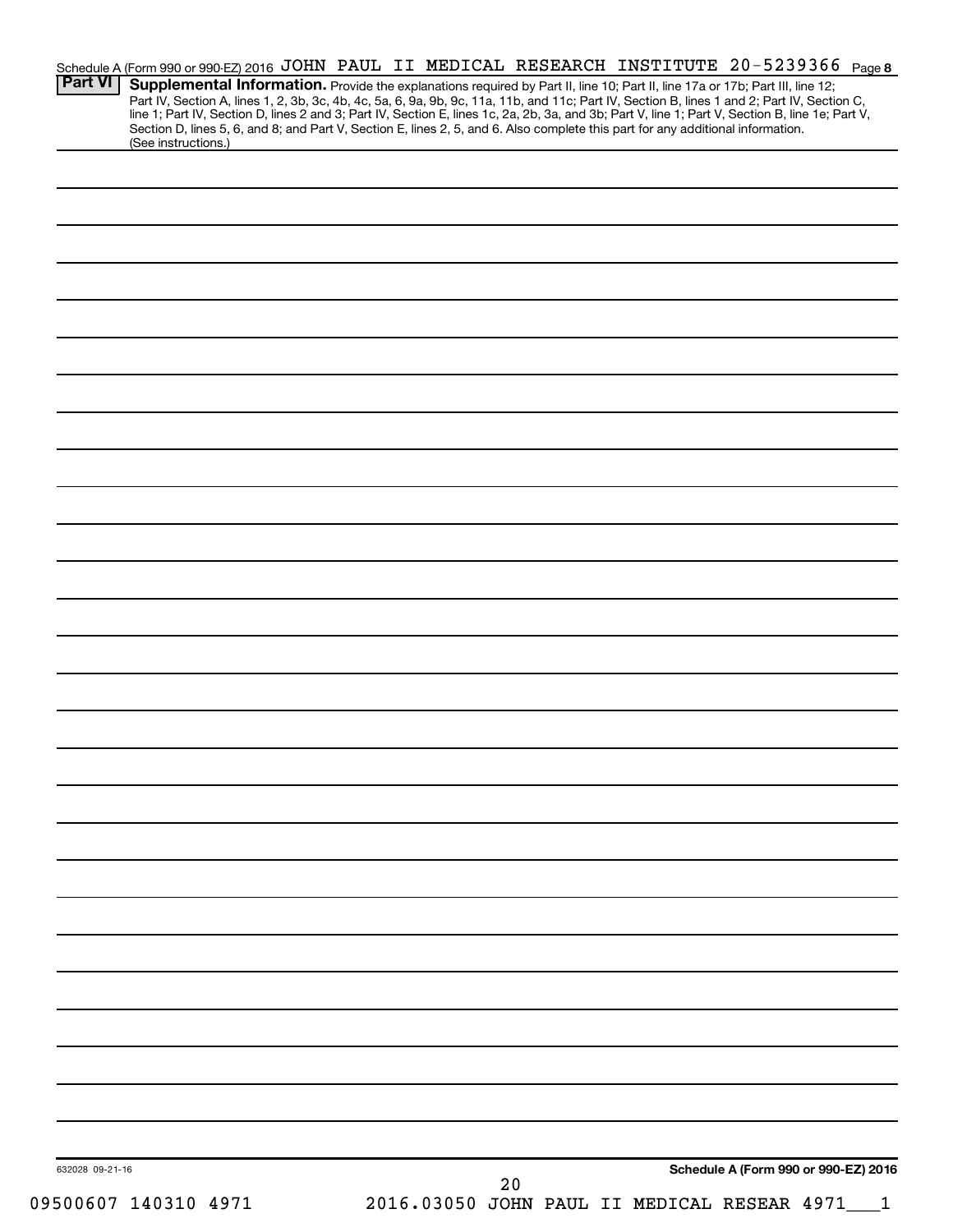Schedule A (Form 990 or 990-EZ) 2016 JOHN PAUL II MEDICAL RESEARCH INSTITUTE 20-5239366 Page 8

**Part VI** **Supplemental Information.** Provide the explanations required by Part II, line 10; Part II, line 17a or 17b; Part III, line 12; Part IV, Section A, lines 1, 2, 3b, 3c, 4b, 4c, 5a, 6, 9a, 9b, 9c, 11a, 11b, and 11c; Part IV, Section B, lines 1 and 2; Part IV, Section C, line 1; Part IV, Section D, lines 2 and 3; Part IV, Section E, lines 1c, 2a, 2b, 3a, and 3b; Part V, line 1; Part V, Section B, line 1e; Part V, Section D, lines 5, 6, and 8; and Part V, Section E, lines 2, 5, and 6. Also complete this part for any additional information. (See instructions.)

632028 09-21-16

**Schedule A (Form 990 or 990-EZ) 2016**

09500607 140310 4971 2016.03050 JOHN PAUL II MEDICAL RESEAR 4971___1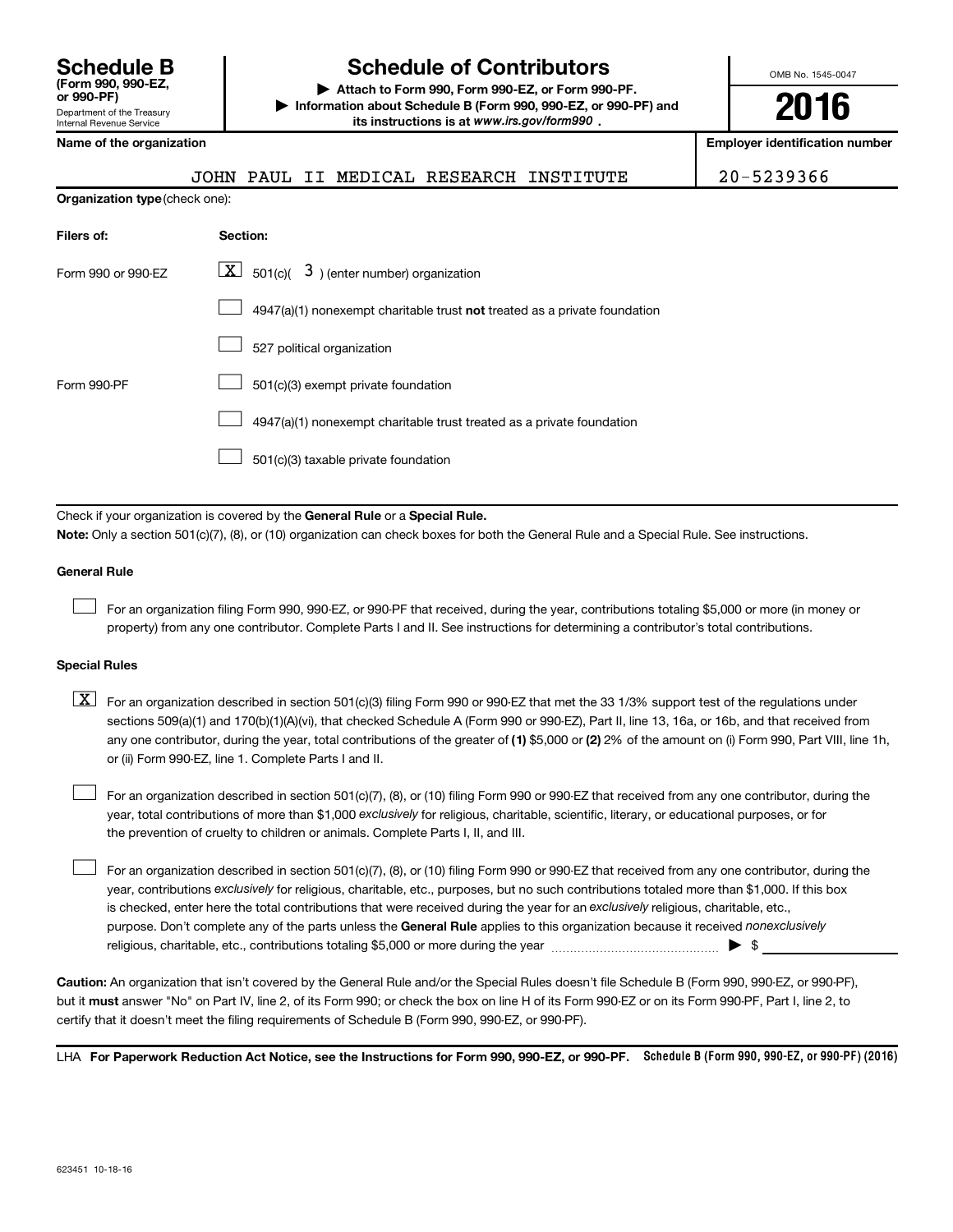# Schedule B (Form 990, 990-EZ, or 990-PF)

Department of the Treasury
Internal Revenue Service

## Schedule of Contributors

▶ Attach to Form 990, Form 990-EZ, or Form 990-PF.

▶ Information about Schedule B (Form 990, 990-EZ, or 990-PF) and its instructions is at *www.irs.gov/form990* .

OMB No. 1545-0047

**2016**

| Name of the organization | Employer identification number |
| --- | --- |
| JOHN PAUL II MEDICAL RESEARCH INSTITUTE | 20-5239366 |

**Organization type** (check one):

| Filers of: | Section: |
| --- | --- |
| Form 990 or 990-EZ | [X] 501(c)( 3 ) (enter number) organization |
| | [ ] 4947(a)(1) nonexempt charitable trust **not** treated as a private foundation |
| | [ ] 527 political organization |
| Form 990-PF | [ ] 501(c)(3) exempt private foundation |
| | [ ] 4947(a)(1) nonexempt charitable trust treated as a private foundation |
| | [ ] 501(c)(3) taxable private foundation |

Check if your organization is covered by the **General Rule** or a **Special Rule.**

**Note:** Only a section 501(c)(7), (8), or (10) organization can check boxes for both the General Rule and a Special Rule. See instructions.

**General Rule**

[ ] For an organization filing Form 990, 990-EZ, or 990-PF that received, during the year, contributions totaling $5,000 or more (in money or property) from any one contributor. Complete Parts I and II. See instructions for determining a contributor's total contributions.

**Special Rules**

[X] For an organization described in section 501(c)(3) filing Form 990 or 990-EZ that met the 33 1/3% support test of the regulations under sections 509(a)(1) and 170(b)(1)(A)(vi), that checked Schedule A (Form 990 or 990-EZ), Part II, line 13, 16a, or 16b, and that received from any one contributor, during the year, total contributions of the greater of **(1)** $5,000 or **(2)** 2% of the amount on (i) Form 990, Part VIII, line 1h, or (ii) Form 990-EZ, line 1. Complete Parts I and II.

[ ] For an organization described in section 501(c)(7), (8), or (10) filing Form 990 or 990-EZ that received from any one contributor, during the year, total contributions of more than $1,000 *exclusively* for religious, charitable, scientific, literary, or educational purposes, or for the prevention of cruelty to children or animals. Complete Parts I, II, and III.

[ ] For an organization described in section 501(c)(7), (8), or (10) filing Form 990 or 990-EZ that received from any one contributor, during the year, contributions *exclusively* for religious, charitable, etc., purposes, but no such contributions totaled more than $1,000. If this box is checked, enter here the total contributions that were received during the year for an *exclusively* religious, charitable, etc., purpose. Don't complete any of the parts unless the **General Rule** applies to this organization because it received *nonexclusively* religious, charitable, etc., contributions totaling $5,000 or more during the year ▶ $ ____________

**Caution:** An organization that isn't covered by the General Rule and/or the Special Rules doesn't file Schedule B (Form 990, 990-EZ, or 990-PF), but it **must** answer "No" on Part IV, line 2, of its Form 990; or check the box on line H of its Form 990-EZ or on its Form 990-PF, Part I, line 2, to certify that it doesn't meet the filing requirements of Schedule B (Form 990, 990-EZ, or 990-PF).

LHA **For Paperwork Reduction Act Notice, see the Instructions for Form 990, 990-EZ, or 990-PF.** **Schedule B (Form 990, 990-EZ, or 990-PF) (2016)**

623451 10-18-16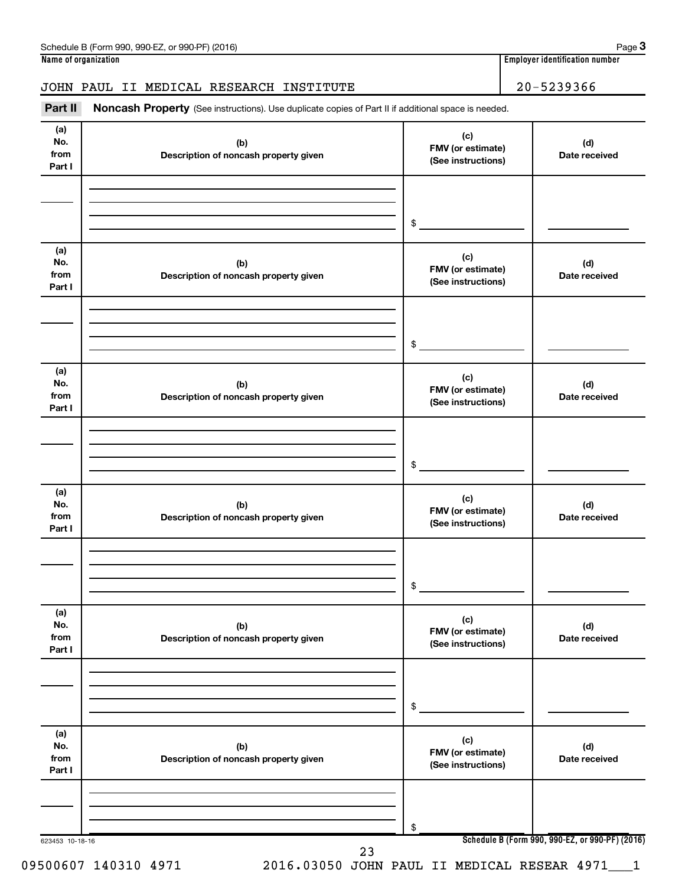Schedule B (Form 990, 990-EZ, or 990-PF) (2016) Page **3**

**Name of organization** | **Employer identification number**

JOHN PAUL II MEDICAL RESEARCH INSTITUTE | 20-5239366

**Part II** **Noncash Property** (See instructions). Use duplicate copies of Part II if additional space is needed.

| (a) No. from Part I | (b) Description of noncash property given | (c) FMV (or estimate) (See instructions) | (d) Date received |
|---|---|---|---|
| | | $ | |

| (a) No. from Part I | (b) Description of noncash property given | (c) FMV (or estimate) (See instructions) | (d) Date received |
|---|---|---|---|
| | | $ | |

| (a) No. from Part I | (b) Description of noncash property given | (c) FMV (or estimate) (See instructions) | (d) Date received |
|---|---|---|---|
| | | $ | |

| (a) No. from Part I | (b) Description of noncash property given | (c) FMV (or estimate) (See instructions) | (d) Date received |
|---|---|---|---|
| | | $ | |

| (a) No. from Part I | (b) Description of noncash property given | (c) FMV (or estimate) (See instructions) | (d) Date received |
|---|---|---|---|
| | | $ | |

| (a) No. from Part I | (b) Description of noncash property given | (c) FMV (or estimate) (See instructions) | (d) Date received |
|---|---|---|---|
| | | $ | |

623453 10-18-16

**Schedule B (Form 990, 990-EZ, or 990-PF) (2016)**

09500607 140310 4971 2016.03050 JOHN PAUL II MEDICAL RESEAR 4971___1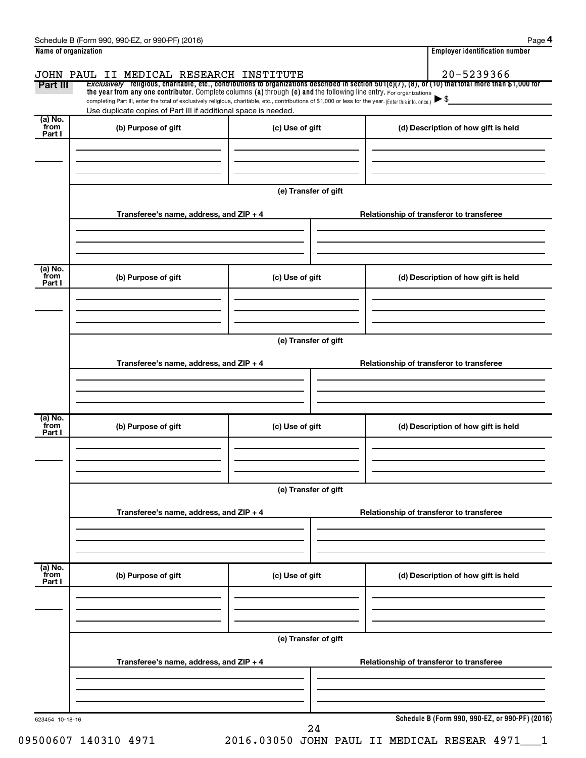Schedule B (Form 990, 990-EZ, or 990-PF) (2016) Page **4**

| Name of organization | Employer identification number |
|---|---|
| JOHN PAUL II MEDICAL RESEARCH INSTITUTE | 20-5239366 |

**Part III** *Exclusively* **religious, charitable, etc., contributions to organizations described in section 501(c)(7), (8), or (10) that total more than $1,000 for the year from any one contributor.** Complete columns **(a)** through **(e)** and the following line entry. For organizations completing Part III, enter the total of exclusively religious, charitable, etc., contributions of $1,000 or less for the year. (Enter this info. once.) ▶ $

Use duplicate copies of Part III if additional space is needed.

| (a) No. from Part I | (b) Purpose of gift | (c) Use of gift | (d) Description of how gift is held |
|---|---|---|---|
| | | | |

(e) Transfer of gift

| Transferee's name, address, and ZIP + 4 | Relationship of transferor to transferee |
|---|---|
| | |

| (a) No. from Part I | (b) Purpose of gift | (c) Use of gift | (d) Description of how gift is held |
|---|---|---|---|
| | | | |

(e) Transfer of gift

| Transferee's name, address, and ZIP + 4 | Relationship of transferor to transferee |
|---|---|
| | |

| (a) No. from Part I | (b) Purpose of gift | (c) Use of gift | (d) Description of how gift is held |
|---|---|---|---|
| | | | |

(e) Transfer of gift

| Transferee's name, address, and ZIP + 4 | Relationship of transferor to transferee |
|---|---|
| | |

| (a) No. from Part I | (b) Purpose of gift | (c) Use of gift | (d) Description of how gift is held |
|---|---|---|---|
| | | | |

(e) Transfer of gift

| Transferee's name, address, and ZIP + 4 | Relationship of transferor to transferee |
|---|---|
| | |

623454 10-18-16 **Schedule B (Form 990, 990-EZ, or 990-PF) (2016)**

09500607 140310 4971 2016.03050 JOHN PAUL II MEDICAL RESEAR 4971___1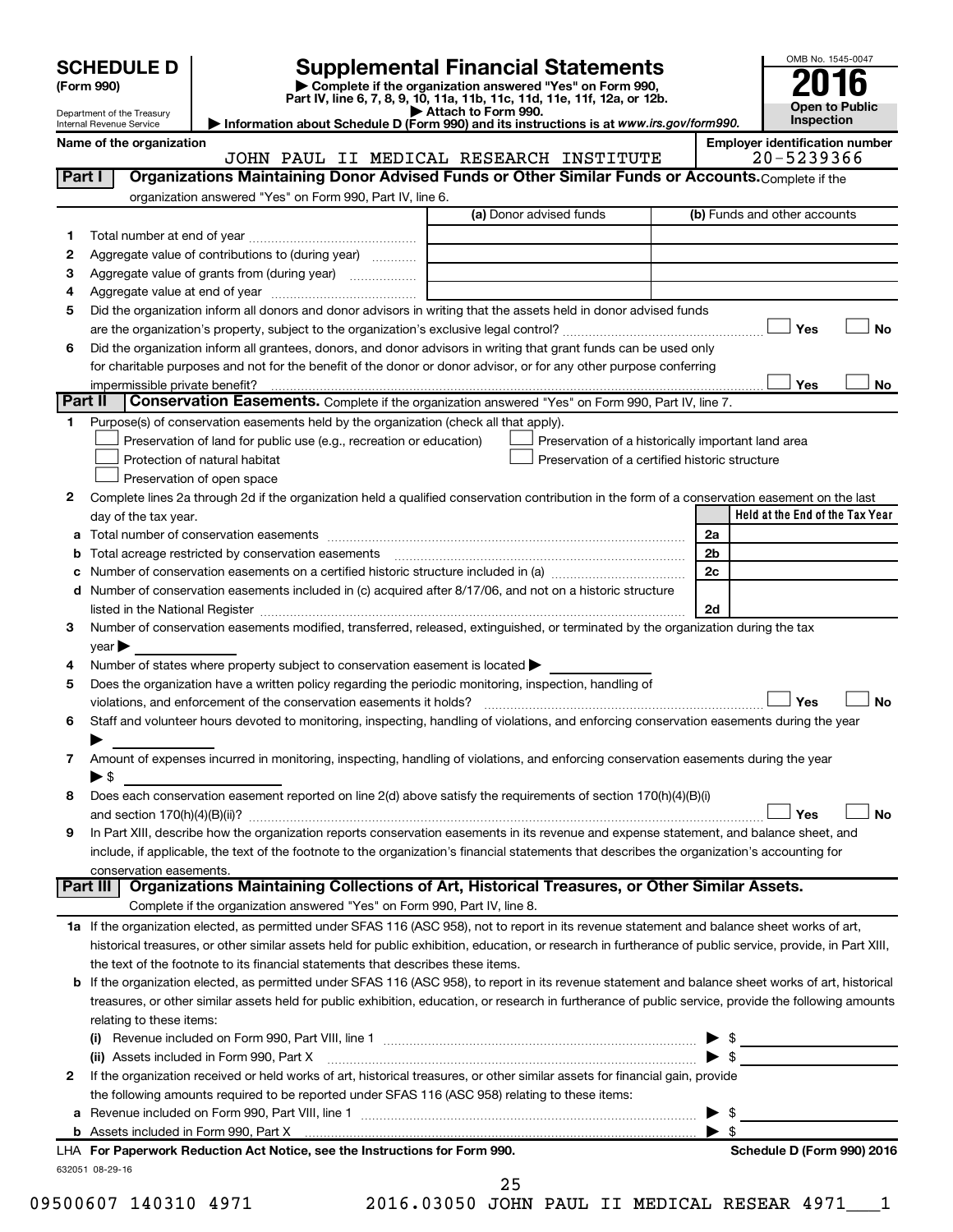**SCHEDULE D**
**(Form 990)**

Department of the Treasury
Internal Revenue Service

# Supplemental Financial Statements

▶ Complete if the organization answered "Yes" on Form 990, Part IV, line 6, 7, 8, 9, 10, 11a, 11b, 11c, 11d, 11e, 11f, 12a, or 12b.
▶ Attach to Form 990.
▶ Information about Schedule D (Form 990) and its instructions is at *www.irs.gov/form990.*

OMB No. 1545-0047
**2016**
**Open to Public Inspection**

**Name of the organization**
JOHN PAUL II MEDICAL RESEARCH INSTITUTE

**Employer identification number**
20-5239366

**Part I — Organizations Maintaining Donor Advised Funds or Other Similar Funds or Accounts.** Complete if the organization answered "Yes" on Form 990, Part IV, line 6.

| | | (a) Donor advised funds | (b) Funds and other accounts |
|---|---|---|---|
| 1 | Total number at end of year | | |
| 2 | Aggregate value of contributions to (during year) | | |
| 3 | Aggregate value of grants from (during year) | | |
| 4 | Aggregate value at end of year | | |

5 Did the organization inform all donors and donor advisors in writing that the assets held in donor advised funds are the organization's property, subject to the organization's exclusive legal control? ☐ Yes ☐ No

6 Did the organization inform all grantees, donors, and donor advisors in writing that grant funds can be used only for charitable purposes and not for the benefit of the donor or donor advisor, or for any other purpose conferring impermissible private benefit? ☐ Yes ☐ No

**Part II — Conservation Easements.** Complete if the organization answered "Yes" on Form 990, Part IV, line 7.

1 Purpose(s) of conservation easements held by the organization (check all that apply).
- ☐ Preservation of land for public use (e.g., recreation or education)
- ☐ Preservation of a historically important land area
- ☐ Protection of natural habitat
- ☐ Preservation of a certified historic structure
- ☐ Preservation of open space

2 Complete lines 2a through 2d if the organization held a qualified conservation contribution in the form of a conservation easement on the last day of the tax year.

| | | | Held at the End of the Tax Year |
|---|---|---|---|
| a | Total number of conservation easements | 2a | |
| b | Total acreage restricted by conservation easements | 2b | |
| c | Number of conservation easements on a certified historic structure included in (a) | 2c | |
| d | Number of conservation easements included in (c) acquired after 8/17/06, and not on a historic structure listed in the National Register | 2d | |

3 Number of conservation easements modified, transferred, released, extinguished, or terminated by the organization during the tax year ▶

4 Number of states where property subject to conservation easement is located ▶

5 Does the organization have a written policy regarding the periodic monitoring, inspection, handling of violations, and enforcement of the conservation easements it holds? ☐ Yes ☐ No

6 Staff and volunteer hours devoted to monitoring, inspecting, handling of violations, and enforcing conservation easements during the year ▶

7 Amount of expenses incurred in monitoring, inspecting, handling of violations, and enforcing conservation easements during the year ▶ $

8 Does each conservation easement reported on line 2(d) above satisfy the requirements of section 170(h)(4)(B)(i) and section 170(h)(4)(B)(ii)? ☐ Yes ☐ No

9 In Part XIII, describe how the organization reports conservation easements in its revenue and expense statement, and balance sheet, and include, if applicable, the text of the footnote to the organization's financial statements that describes the organization's accounting for conservation easements.

**Part III — Organizations Maintaining Collections of Art, Historical Treasures, or Other Similar Assets.** Complete if the organization answered "Yes" on Form 990, Part IV, line 8.

1a If the organization elected, as permitted under SFAS 116 (ASC 958), not to report in its revenue statement and balance sheet works of art, historical treasures, or other similar assets held for public exhibition, education, or research in furtherance of public service, provide, in Part XIII, the text of the footnote to its financial statements that describes these items.

b If the organization elected, as permitted under SFAS 116 (ASC 958), to report in its revenue statement and balance sheet works of art, historical treasures, or other similar assets held for public exhibition, education, or research in furtherance of public service, provide the following amounts relating to these items:

(i) Revenue included on Form 990, Part VIII, line 1 ▶ $

(ii) Assets included in Form 990, Part X ▶ $

2 If the organization received or held works of art, historical treasures, or other similar assets for financial gain, provide the following amounts required to be reported under SFAS 116 (ASC 958) relating to these items:

a Revenue included on Form 990, Part VIII, line 1 ▶ $

b Assets included in Form 990, Part X ▶ $

LHA **For Paperwork Reduction Act Notice, see the Instructions for Form 990.** **Schedule D (Form 990) 2016**

632051 08-29-16

09500607 140310 4971 2016.03050 JOHN PAUL II MEDICAL RESEAR 4971___1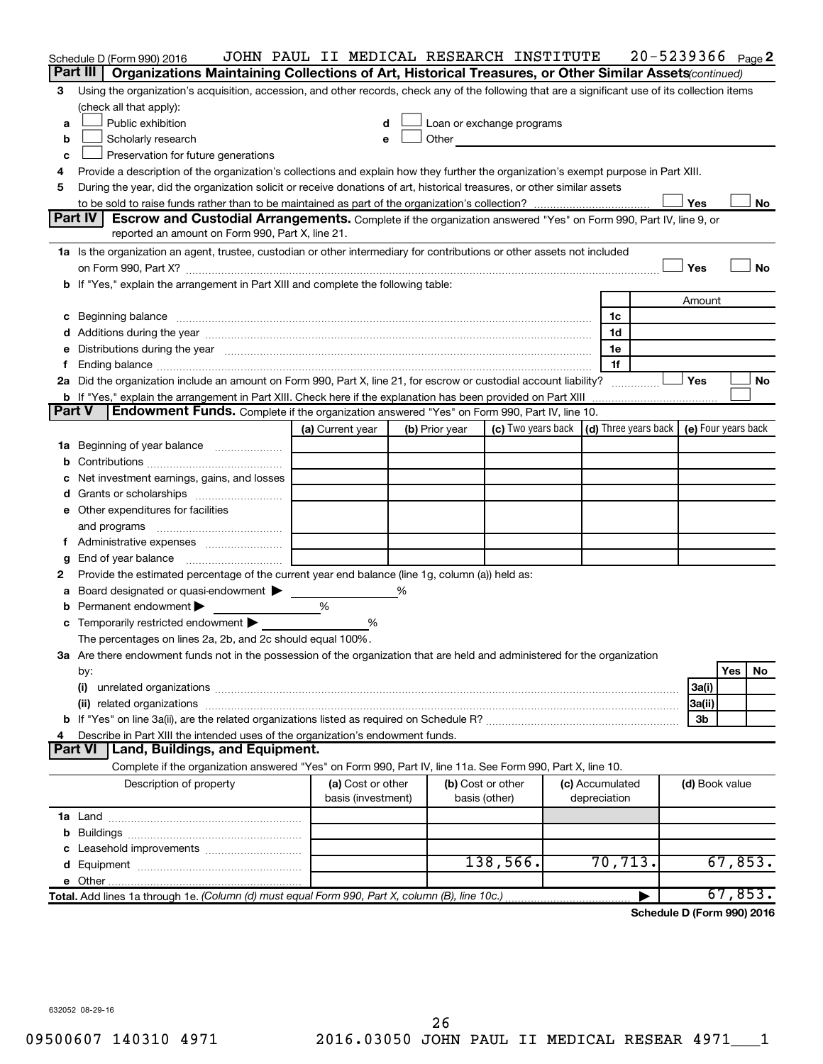Schedule D (Form 990) 2016 JOHN PAUL II MEDICAL RESEARCH INSTITUTE 20-5239366 Page 2

## Part III Organizations Maintaining Collections of Art, Historical Treasures, or Other Similar Assets *(continued)*

3 Using the organization's acquisition, accession, and other records, check any of the following that are a significant use of its collection items (check all that apply):

a ☐ Public exhibition
b ☐ Scholarly research
c ☐ Preservation for future generations
d ☐ Loan or exchange programs
e ☐ Other

4 Provide a description of the organization's collections and explain how they further the organization's exempt purpose in Part XIII.

5 During the year, did the organization solicit or receive donations of art, historical treasures, or other similar assets to be sold to raise funds rather than to be maintained as part of the organization's collection? ☐ Yes ☐ No

## Part IV Escrow and Custodial Arrangements.

Complete if the organization answered "Yes" on Form 990, Part IV, line 9, or reported an amount on Form 990, Part X, line 21.

1a Is the organization an agent, trustee, custodian or other intermediary for contributions or other assets not included on Form 990, Part X? ☐ Yes ☐ No

b If "Yes," explain the arrangement in Part XIII and complete the following table:

| | | Amount |
|---|---|---|
| c Beginning balance | 1c | |
| d Additions during the year | 1d | |
| e Distributions during the year | 1e | |
| f Ending balance | 1f | |

2a Did the organization include an amount on Form 990, Part X, line 21, for escrow or custodial account liability? ☐ Yes ☐ No

b If "Yes," explain the arrangement in Part XIII. Check here if the explanation has been provided on Part XIII ☐

## Part V Endowment Funds.

Complete if the organization answered "Yes" on Form 990, Part IV, line 10.

| | (a) Current year | (b) Prior year | (c) Two years back | (d) Three years back | (e) Four years back |
|---|---|---|---|---|---|
| 1a Beginning of year balance | | | | | |
| b Contributions | | | | | |
| c Net investment earnings, gains, and losses | | | | | |
| d Grants or scholarships | | | | | |
| e Other expenditures for facilities and programs | | | | | |
| f Administrative expenses | | | | | |
| g End of year balance | | | | | |

2 Provide the estimated percentage of the current year end balance (line 1g, column (a)) held as:

a Board designated or quasi-endowment ▶ %
b Permanent endowment ▶ %
c Temporarily restricted endowment ▶ %

The percentages on lines 2a, 2b, and 2c should equal 100%.

3a Are there endowment funds not in the possession of the organization that are held and administered for the organization by:

| | | Yes | No |
|---|---|---|---|
| (i) unrelated organizations | 3a(i) | | |
| (ii) related organizations | 3a(ii) | | |
| b If "Yes" on line 3a(ii), are the related organizations listed as required on Schedule R? | 3b | | |

4 Describe in Part XIII the intended uses of the organization's endowment funds.

## Part VI Land, Buildings, and Equipment.

Complete if the organization answered "Yes" on Form 990, Part IV, line 11a. See Form 990, Part X, line 10.

| Description of property | (a) Cost or other basis (investment) | (b) Cost or other basis (other) | (c) Accumulated depreciation | (d) Book value |
|---|---|---|---|---|
| 1a Land | | | | |
| b Buildings | | | | |
| c Leasehold improvements | | | | |
| d Equipment | | 138,566. | 70,713. | 67,853. |
| e Other | | | | |
| **Total.** Add lines 1a through 1e. *(Column (d) must equal Form 990, Part X, column (B), line 10c.)* | | | | 67,853. |

**Schedule D (Form 990) 2016**

632052 08-29-16

09500607 140310 4971 2016.03050 JOHN PAUL II MEDICAL RESEAR 4971___1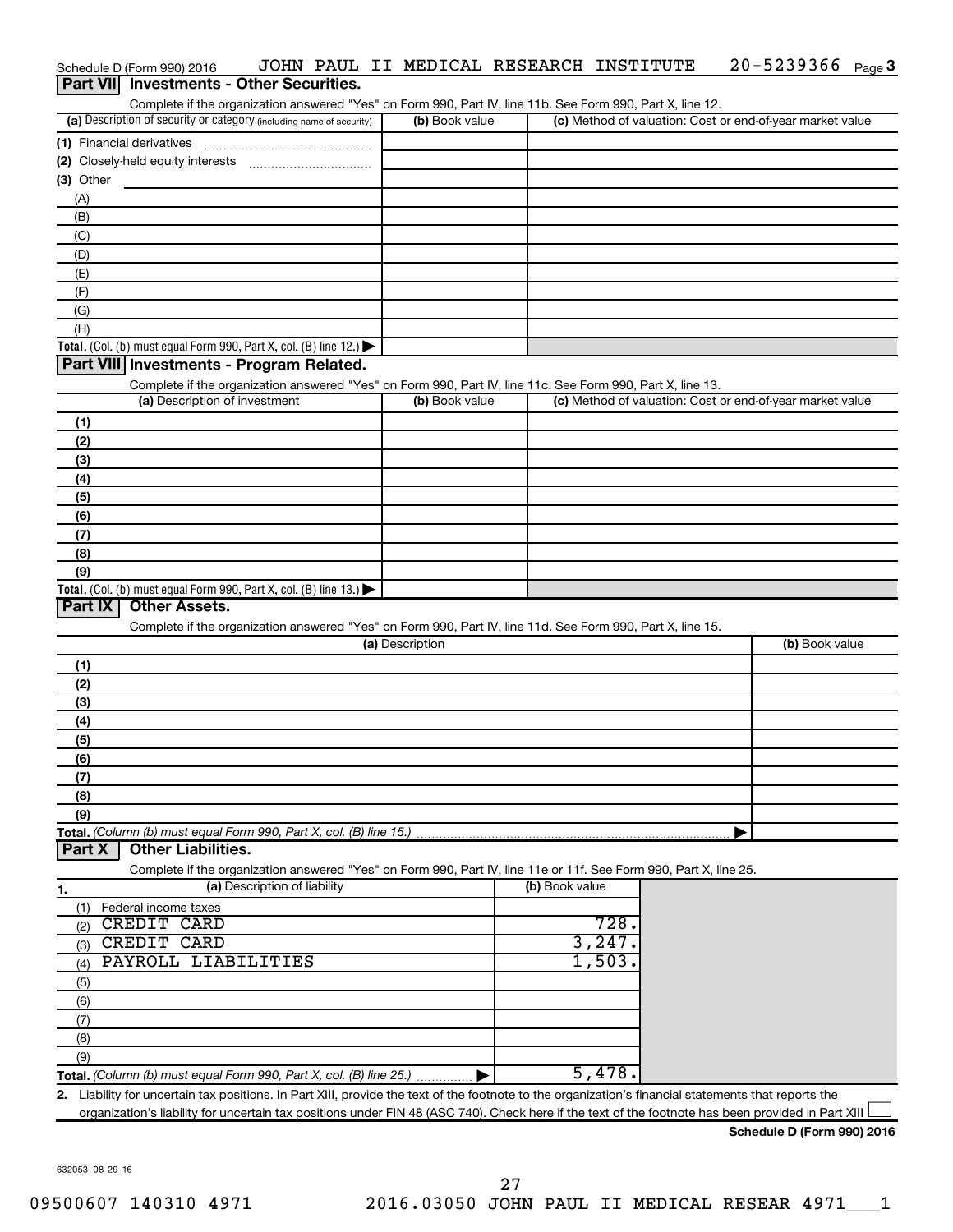Schedule D (Form 990) 2016 JOHN PAUL II MEDICAL RESEARCH INSTITUTE 20-5239366 Page 3

## Part VII Investments - Other Securities.

Complete if the organization answered "Yes" on Form 990, Part IV, line 11b. See Form 990, Part X, line 12.

| (a) Description of security or category (including name of security) | (b) Book value | (c) Method of valuation: Cost or end-of-year market value |
|---|---|---|
| (1) Financial derivatives | | |
| (2) Closely-held equity interests | | |
| (3) Other | | |
| (A) | | |
| (B) | | |
| (C) | | |
| (D) | | |
| (E) | | |
| (F) | | |
| (G) | | |
| (H) | | |
| **Total.** (Col. (b) must equal Form 990, Part X, col. (B) line 12.) ▶ | | |

## Part VIII Investments - Program Related.

Complete if the organization answered "Yes" on Form 990, Part IV, line 11c. See Form 990, Part X, line 13.

| (a) Description of investment | (b) Book value | (c) Method of valuation: Cost or end-of-year market value |
|---|---|---|
| (1) | | |
| (2) | | |
| (3) | | |
| (4) | | |
| (5) | | |
| (6) | | |
| (7) | | |
| (8) | | |
| (9) | | |
| **Total.** (Col. (b) must equal Form 990, Part X, col. (B) line 13.) ▶ | | |

## Part IX Other Assets.

Complete if the organization answered "Yes" on Form 990, Part IV, line 11d. See Form 990, Part X, line 15.

| (a) Description | (b) Book value |
|---|---|
| (1) | |
| (2) | |
| (3) | |
| (4) | |
| (5) | |
| (6) | |
| (7) | |
| (8) | |
| (9) | |
| **Total.** *(Column (b) must equal Form 990, Part X, col. (B) line 15.)* ▶ | |

## Part X Other Liabilities.

Complete if the organization answered "Yes" on Form 990, Part IV, line 11e or 11f. See Form 990, Part X, line 25.

| 1. (a) Description of liability | (b) Book value |
|---|---|
| (1) Federal income taxes | |
| (2) CREDIT CARD | 728. |
| (3) CREDIT CARD | 3,247. |
| (4) PAYROLL LIABILITIES | 1,503. |
| (5) | |
| (6) | |
| (7) | |
| (8) | |
| (9) | |
| **Total.** *(Column (b) must equal Form 990, Part X, col. (B) line 25.)* ▶ | 5,478. |

2. Liability for uncertain tax positions. In Part XIII, provide the text of the footnote to the organization's financial statements that reports the organization's liability for uncertain tax positions under FIN 48 (ASC 740). Check here if the text of the footnote has been provided in Part XIII ☐

**Schedule D (Form 990) 2016**

632053 08-29-16

09500607 140310 4971 2016.03050 JOHN PAUL II MEDICAL RESEAR 4971___1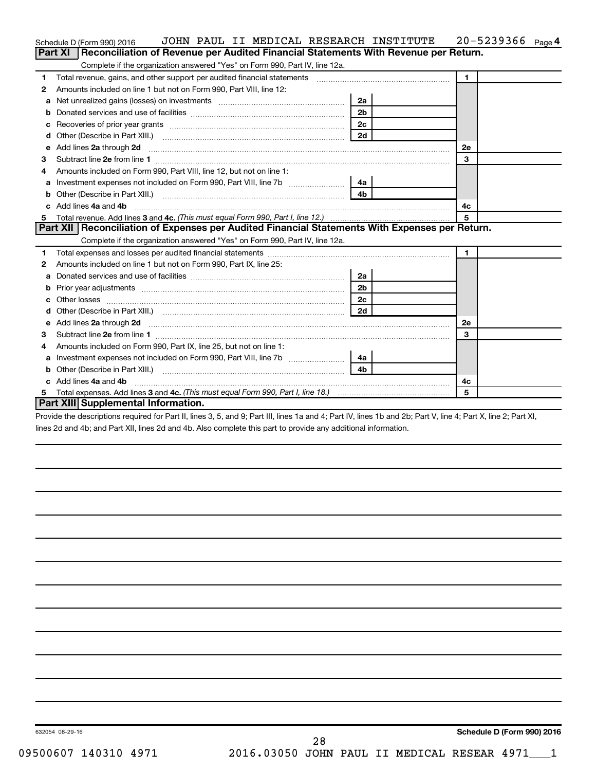Schedule D (Form 990) 2016 JOHN PAUL II MEDICAL RESEARCH INSTITUTE 20-5239366 Page 4

## Part XI Reconciliation of Revenue per Audited Financial Statements With Revenue per Return.

Complete if the organization answered "Yes" on Form 990, Part IV, line 12a.

| | | | | | |
|---|---|---|---|---|---|
| 1 | Total revenue, gains, and other support per audited financial statements | | | 1 | |
| 2 | Amounts included on line 1 but not on Form 990, Part VIII, line 12: | | | | |
| a | Net unrealized gains (losses) on investments | 2a | | | |
| b | Donated services and use of facilities | 2b | | | |
| c | Recoveries of prior year grants | 2c | | | |
| d | Other (Describe in Part XIII.) | 2d | | | |
| e | Add lines 2a through 2d | | | 2e | |
| 3 | Subtract line 2e from line 1 | | | 3 | |
| 4 | Amounts included on Form 990, Part VIII, line 12, but not on line 1: | | | | |
| a | Investment expenses not included on Form 990, Part VIII, line 7b | 4a | | | |
| b | Other (Describe in Part XIII.) | 4b | | | |
| c | Add lines 4a and 4b | | | 4c | |
| 5 | Total revenue. Add lines 3 and 4c. *(This must equal Form 990, Part I, line 12.)* | | | 5 | |

## Part XII Reconciliation of Expenses per Audited Financial Statements With Expenses per Return.

Complete if the organization answered "Yes" on Form 990, Part IV, line 12a.

| | | | | | |
|---|---|---|---|---|---|
| 1 | Total expenses and losses per audited financial statements | | | 1 | |
| 2 | Amounts included on line 1 but not on Form 990, Part IX, line 25: | | | | |
| a | Donated services and use of facilities | 2a | | | |
| b | Prior year adjustments | 2b | | | |
| c | Other losses | 2c | | | |
| d | Other (Describe in Part XIII.) | 2d | | | |
| e | Add lines 2a through 2d | | | 2e | |
| 3 | Subtract line 2e from line 1 | | | 3 | |
| 4 | Amounts included on Form 990, Part IX, line 25, but not on line 1: | | | | |
| a | Investment expenses not included on Form 990, Part VIII, line 7b | 4a | | | |
| b | Other (Describe in Part XIII.) | 4b | | | |
| c | Add lines 4a and 4b | | | 4c | |
| 5 | Total expenses. Add lines 3 and 4c. *(This must equal Form 990, Part I, line 18.)* | | | 5 | |

## Part XIII Supplemental Information.

Provide the descriptions required for Part II, lines 3, 5, and 9; Part III, lines 1a and 4; Part IV, lines 1b and 2b; Part V, line 4; Part X, line 2; Part XI, lines 2d and 4b; and Part XII, lines 2d and 4b. Also complete this part to provide any additional information.

632054 08-29-16

Schedule D (Form 990) 2016

09500607 140310 4971 2016.03050 JOHN PAUL II MEDICAL RESEAR 4971___1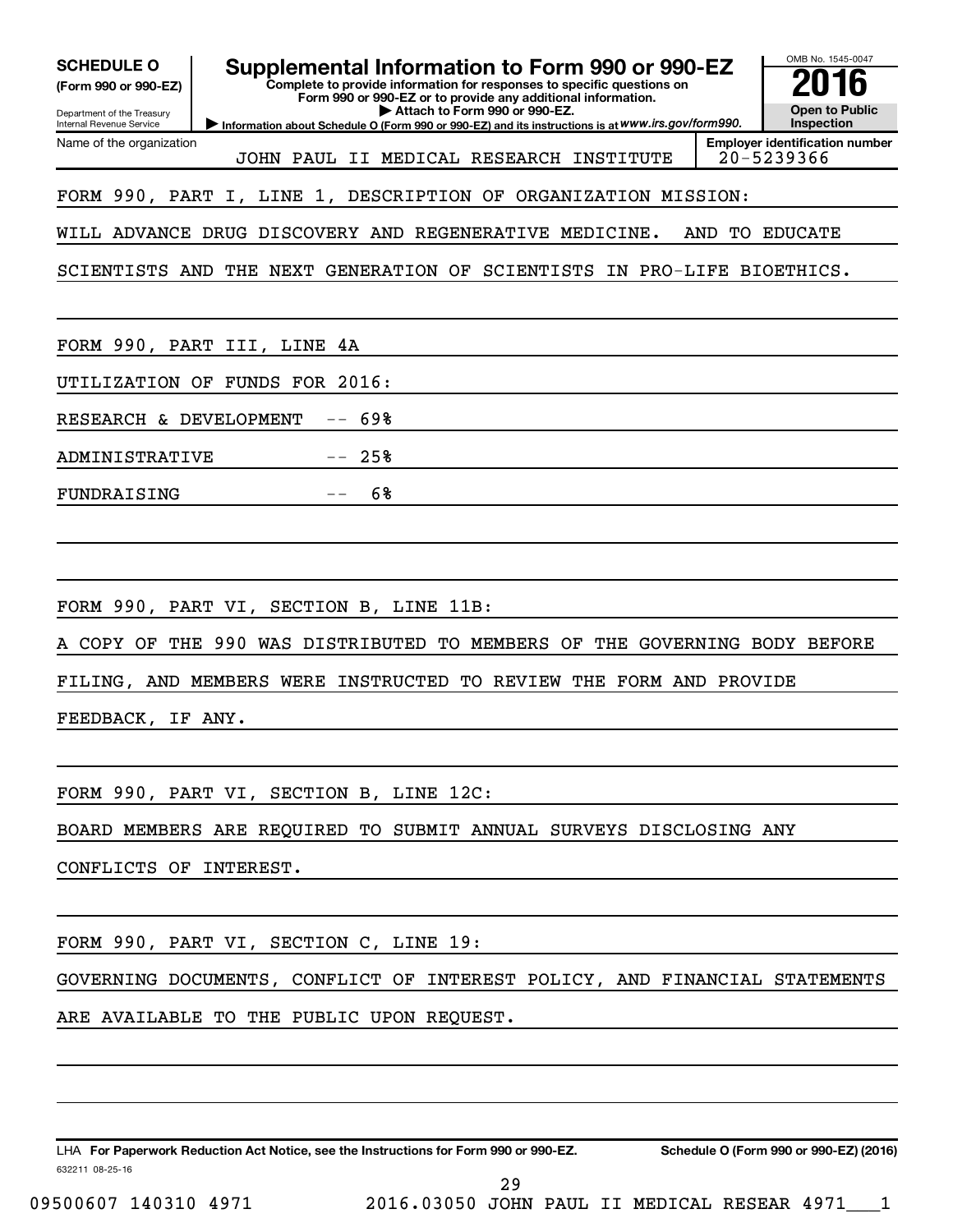**SCHEDULE O** (Form 990 or 990-EZ)

Department of the Treasury
Internal Revenue Service

# Supplemental Information to Form 990 or 990-EZ

**Complete to provide information for responses to specific questions on Form 990 or 990-EZ or to provide any additional information.**
**▶ Attach to Form 990 or 990-EZ.**
**▶ Information about Schedule O (Form 990 or 990-EZ) and its instructions is at** *www.irs.gov/form990.*

OMB No. 1545-0047

**2016**

**Open to Public Inspection**

Name of the organization: JOHN PAUL II MEDICAL RESEARCH INSTITUTE

**Employer identification number**: 20-5239366

FORM 990, PART I, LINE 1, DESCRIPTION OF ORGANIZATION MISSION:

WILL ADVANCE DRUG DISCOVERY AND REGENERATIVE MEDICINE. AND TO EDUCATE SCIENTISTS AND THE NEXT GENERATION OF SCIENTISTS IN PRO-LIFE BIOETHICS.

FORM 990, PART III, LINE 4A

UTILIZATION OF FUNDS FOR 2016:

RESEARCH & DEVELOPMENT -- 69%

ADMINISTRATIVE -- 25%

FUNDRAISING -- 6%

FORM 990, PART VI, SECTION B, LINE 11B:

A COPY OF THE 990 WAS DISTRIBUTED TO MEMBERS OF THE GOVERNING BODY BEFORE FILING, AND MEMBERS WERE INSTRUCTED TO REVIEW THE FORM AND PROVIDE FEEDBACK, IF ANY.

FORM 990, PART VI, SECTION B, LINE 12C:

BOARD MEMBERS ARE REQUIRED TO SUBMIT ANNUAL SURVEYS DISCLOSING ANY CONFLICTS OF INTEREST.

FORM 990, PART VI, SECTION C, LINE 19:

GOVERNING DOCUMENTS, CONFLICT OF INTEREST POLICY, AND FINANCIAL STATEMENTS ARE AVAILABLE TO THE PUBLIC UPON REQUEST.

LHA **For Paperwork Reduction Act Notice, see the Instructions for Form 990 or 990-EZ.** **Schedule O (Form 990 or 990-EZ) (2016)**

632211 08-25-16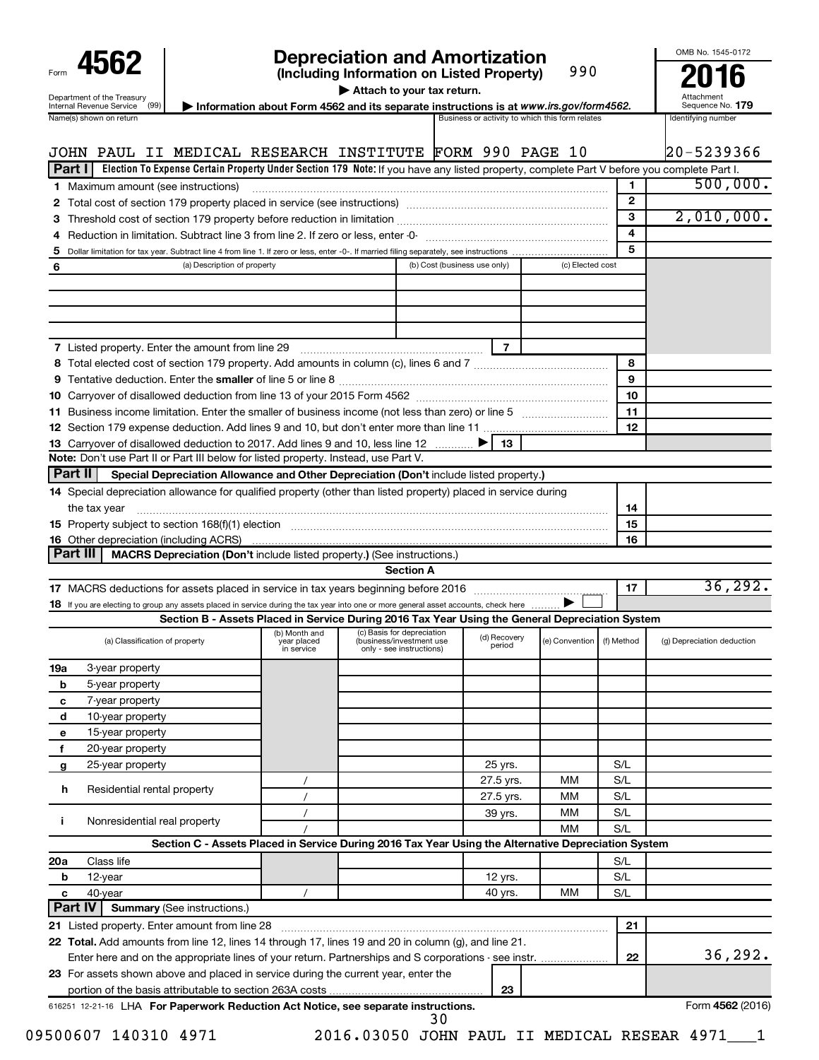Form **4562** Department of the Treasury Internal Revenue Service (99)

# Depreciation and Amortization

**(Including Information on Listed Property)** 990

▶ **Attach to your tax return.**

▶ **Information about Form 4562 and its separate instructions is at www.irs.gov/form4562.**

OMB No. 1545-0172

**2016**

Attachment Sequence No. **179**

| Name(s) shown on return | Business or activity to which this form relates | Identifying number |
|---|---|---|
| JOHN PAUL II MEDICAL RESEARCH INSTITUTE | FORM 990 PAGE 10 | 20-5239366 |

## Part I Election To Expense Certain Property Under Section 179

**Note:** If you have any listed property, complete Part V before you complete Part I.

| Line | Description | Box | Amount |
|---|---|---|---|
| 1 | Maximum amount (see instructions) | 1 | 500,000. |
| 2 | Total cost of section 179 property placed in service (see instructions) | 2 | |
| 3 | Threshold cost of section 179 property before reduction in limitation | 3 | 2,010,000. |
| 4 | Reduction in limitation. Subtract line 3 from line 2. If zero or less, enter -0- | 4 | |
| 5 | Dollar limitation for tax year. Subtract line 4 from line 1. If zero or less, enter -0-. If married filing separately, see instructions | 5 | |

| 6 (a) Description of property | (b) Cost (business use only) | (c) Elected cost |
|---|---|---|
| | | |
| | | |
| | | |
| | | |

| Line | Description | Box | Amount |
|---|---|---|---|
| 7 | Listed property. Enter the amount from line 29 | 7 | |
| 8 | Total elected cost of section 179 property. Add amounts in column (c), lines 6 and 7 | 8 | |
| 9 | Tentative deduction. Enter the **smaller** of line 5 or line 8 | 9 | |
| 10 | Carryover of disallowed deduction from line 13 of your 2015 Form 4562 | 10 | |
| 11 | Business income limitation. Enter the smaller of business income (not less than zero) or line 5 | 11 | |
| 12 | Section 179 expense deduction. Add lines 9 and 10, but don't enter more than line 11 | 12 | |
| 13 | Carryover of disallowed deduction to 2017. Add lines 9 and 10, less line 12 ▶ | 13 | |

**Note:** Don't use Part II or Part III below for listed property. Instead, use Part V.

## Part II Special Depreciation Allowance and Other Depreciation (Don't include listed property.)

| Line | Description | Box | Amount |
|---|---|---|---|
| 14 | Special depreciation allowance for qualified property (other than listed property) placed in service during the tax year | 14 | |
| 15 | Property subject to section 168(f)(1) election | 15 | |
| 16 | Other depreciation (including ACRS) | 16 | |

## Part III MACRS Depreciation (Don't include listed property.) (See instructions.)

### Section A

| Line | Description | Box | Amount |
|---|---|---|---|
| 17 | MACRS deductions for assets placed in service in tax years beginning before 2016 | 17 | 36,292. |
| 18 | If you are electing to group any assets placed in service during the tax year into one or more general asset accounts, check here ▶ ☐ | | |

### Section B - Assets Placed in Service During 2016 Tax Year Using the General Depreciation System

| (a) Classification of property | (b) Month and year placed in service | (c) Basis for depreciation (business/investment use only - see instructions) | (d) Recovery period | (e) Convention | (f) Method | (g) Depreciation deduction |
|---|---|---|---|---|---|---|
| 19a 3-year property | | | | | | |
| b 5-year property | | | | | | |
| c 7-year property | | | | | | |
| d 10-year property | | | | | | |
| e 15-year property | | | | | | |
| f 20-year property | | | | | | |
| g 25-year property | | | 25 yrs. | | S/L | |
| h Residential rental property | / | | 27.5 yrs. | MM | S/L | |
| | / | | 27.5 yrs. | MM | S/L | |
| i Nonresidential real property | / | | 39 yrs. | MM | S/L | |
| | / | | | MM | S/L | |

### Section C - Assets Placed in Service During 2016 Tax Year Using the Alternative Depreciation System

| (a) Classification of property | (b) Month and year placed in service | (c) Basis for depreciation | (d) Recovery period | (e) Convention | (f) Method | (g) Depreciation deduction |
|---|---|---|---|---|---|---|
| 20a Class life | | | | | S/L | |
| b 12-year | | | 12 yrs. | | S/L | |
| c 40-year | / | | 40 yrs. | MM | S/L | |

## Part IV Summary (See instructions.)

| Line | Description | Box | Amount |
|---|---|---|---|
| 21 | Listed property. Enter amount from line 28 | 21 | |
| 22 | **Total.** Add amounts from line 12, lines 14 through 17, lines 19 and 20 in column (g), and line 21. Enter here and on the appropriate lines of your return. Partnerships and S corporations - see instr. | 22 | 36,292. |
| 23 | For assets shown above and placed in service during the current year, enter the portion of the basis attributable to section 263A costs | 23 | |

616251 12-21-16 LHA **For Paperwork Reduction Act Notice, see separate instructions.** Form **4562** (2016)

09500607 140310 4971 2016.03050 JOHN PAUL II MEDICAL RESEAR 4971___1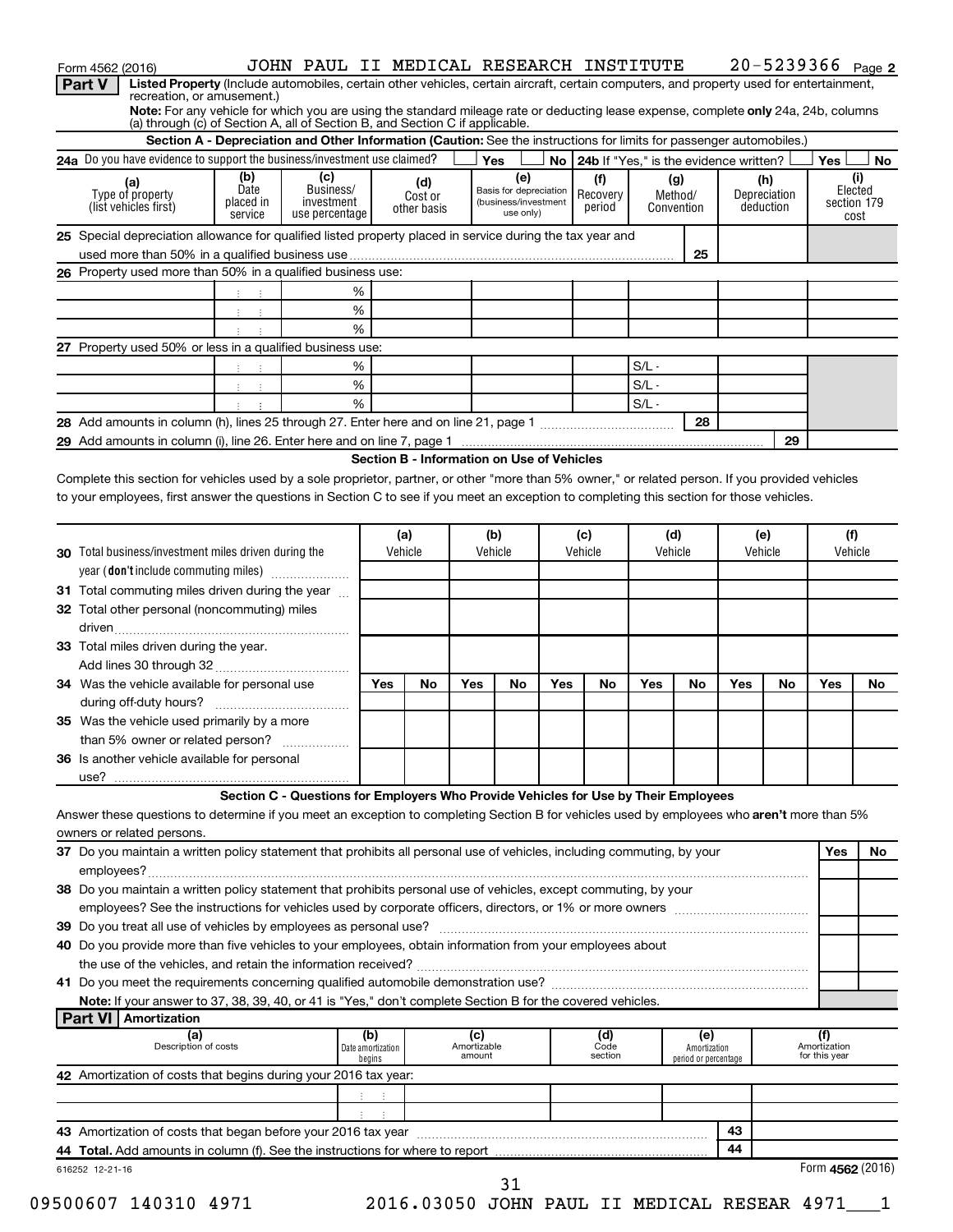Form 4562 (2016) JOHN PAUL II MEDICAL RESEARCH INSTITUTE 20-5239366 Page 2

**Part V** **Listed Property** (Include automobiles, certain other vehicles, certain aircraft, certain computers, and property used for entertainment, recreation, or amusement.)

**Note:** For any vehicle for which you are using the standard mileage rate or deducting lease expense, complete **only** 24a, 24b, columns (a) through (c) of Section A, all of Section B, and Section C if applicable.

**Section A - Depreciation and Other Information (Caution:** See the instructions for limits for passenger automobiles.)

**24a** Do you have evidence to support the business/investment use claimed? Yes No **24b** If "Yes," is the evidence written? Yes No

| (a) Type of property (list vehicles first) | (b) Date placed in service | (c) Business/investment use percentage | (d) Cost or other basis | (e) Basis for depreciation (business/investment use only) | (f) Recovery period | (g) Method/Convention | (h) Depreciation deduction | (i) Elected section 179 cost |
|---|---|---|---|---|---|---|---|---|
| **25** Special depreciation allowance for qualified listed property placed in service during the tax year and used more than 50% in a qualified business use | | | | | | 25 | | |
| **26** Property used more than 50% in a qualified business use: | | | | | | | | |
| | | % | | | | | | |
| | | % | | | | | | |
| | | % | | | | | | |
| **27** Property used 50% or less in a qualified business use: | | | | | | | | |
| | | % | | | | S/L - | | |
| | | % | | | | S/L - | | |
| | | % | | | | S/L - | | |
| **28** Add amounts in column (h), lines 25 through 27. Enter here and on line 21, page 1 | | | | | | 28 | | |
| **29** Add amounts in column (i), line 26. Enter here and on line 7, page 1 | | | | | | | 29 | |

**Section B - Information on Use of Vehicles**

Complete this section for vehicles used by a sole proprietor, partner, or other "more than 5% owner," or related person. If you provided vehicles to your employees, first answer the questions in Section C to see if you meet an exception to completing this section for those vehicles.

| | (a) Vehicle | | (b) Vehicle | | (c) Vehicle | | (d) Vehicle | | (e) Vehicle | | (f) Vehicle | |
|---|---|---|---|---|---|---|---|---|---|---|---|---|
| **30** Total business/investment miles driven during the year (**don't** include commuting miles) | | | | | | | | | | | | |
| **31** Total commuting miles driven during the year | | | | | | | | | | | | |
| **32** Total other personal (noncommuting) miles driven | | | | | | | | | | | | |
| **33** Total miles driven during the year. Add lines 30 through 32 | | | | | | | | | | | | |
| | Yes | No | Yes | No | Yes | No | Yes | No | Yes | No | Yes | No |
| **34** Was the vehicle available for personal use during off-duty hours? | | | | | | | | | | | | |
| **35** Was the vehicle used primarily by a more than 5% owner or related person? | | | | | | | | | | | | |
| **36** Is another vehicle available for personal use? | | | | | | | | | | | | |

**Section C - Questions for Employers Who Provide Vehicles for Use by Their Employees**

Answer these questions to determine if you meet an exception to completing Section B for vehicles used by employees who **aren't** more than 5% owners or related persons.

| | Yes | No |
|---|---|---|
| **37** Do you maintain a written policy statement that prohibits all personal use of vehicles, including commuting, by your employees? | | |
| **38** Do you maintain a written policy statement that prohibits personal use of vehicles, except commuting, by your employees? See the instructions for vehicles used by corporate officers, directors, or 1% or more owners | | |
| **39** Do you treat all use of vehicles by employees as personal use? | | |
| **40** Do you provide more than five vehicles to your employees, obtain information from your employees about the use of the vehicles, and retain the information received? | | |
| **41** Do you meet the requirements concerning qualified automobile demonstration use? | | |

**Note:** If your answer to 37, 38, 39, 40, or 41 is "Yes," don't complete Section B for the covered vehicles.

**Part VI** **Amortization**

| (a) Description of costs | (b) Date amortization begins | (c) Amortizable amount | (d) Code section | (e) Amortization period or percentage | (f) Amortization for this year |
|---|---|---|---|---|---|
| **42** Amortization of costs that begins during your 2016 tax year: | | | | | |
| | | | | | |
| | | | | | |
| **43** Amortization of costs that began before your 2016 tax year | | | | 43 | |
| **44 Total.** Add amounts in column (f). See the instructions for where to report | | | | 44 | |

616252 12-21-16

Form **4562** (2016)

09500607 140310 4971 2016.03050 JOHN PAUL II MEDICAL RESEAR 4971___1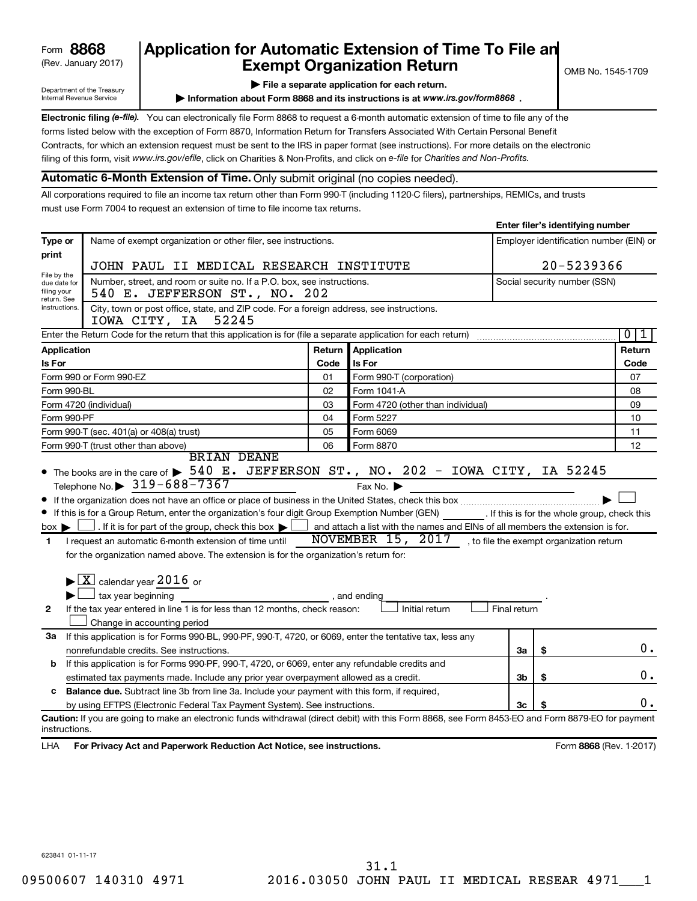Form **8868**
(Rev. January 2017)

Department of the Treasury
Internal Revenue Service

# Application for Automatic Extension of Time To File an Exempt Organization Return

OMB No. 1545-1709

▶ **File a separate application for each return.**

▶ **Information about Form 8868 and its instructions is at *www.irs.gov/form8868*.**

**Electronic filing *(e-file).*** You can electronically file Form 8868 to request a 6-month automatic extension of time to file any of the forms listed below with the exception of Form 8870, Information Return for Transfers Associated With Certain Personal Benefit Contracts, for which an extension request must be sent to the IRS in paper format (see instructions). For more details on the electronic filing of this form, visit *www.irs.gov/efile*, click on Charities & Non-Profits, and click on *e-file* for *Charities and Non-Profits.*

**Automatic 6-Month Extension of Time.** Only submit original (no copies needed).

All corporations required to file an income tax return other than Form 990-T (including 1120-C filers), partnerships, REMICs, and trusts must use Form 7004 to request an extension of time to file income tax returns.

**Enter filer's identifying number**

| | | |
|---|---|---|
| **Type or print** | Name of exempt organization or other filer, see instructions. JOHN PAUL II MEDICAL RESEARCH INSTITUTE | Employer identification number (EIN) or 20-5239366 |
| File by the due date for filing your return. See instructions. | Number, street, and room or suite no. If a P.O. box, see instructions. 540 E. JEFFERSON ST., NO. 202 | Social security number (SSN) |
| | City, town or post office, state, and ZIP code. For a foreign address, see instructions. IOWA CITY, IA 52245 | |

Enter the Return Code for the return that this application is for (file a separate application for each return) ........ 0 1

| Application Is For | Return Code | Application Is For | Return Code |
|---|---|---|---|
| Form 990 or Form 990-EZ | 01 | Form 990-T (corporation) | 07 |
| Form 990-BL | 02 | Form 1041-A | 08 |
| Form 4720 (individual) | 03 | Form 4720 (other than individual) | 09 |
| Form 990-PF | 04 | Form 5227 | 10 |
| Form 990-T (sec. 401(a) or 408(a) trust) | 05 | Form 6069 | 11 |
| Form 990-T (trust other than above) | 06 | Form 8870 | 12 |

- The books are in the care of ▶ BRIAN DEANE 540 E. JEFFERSON ST., NO. 202 - IOWA CITY, IA 52245
  Telephone No. ▶ 319-688-7367 Fax No. ▶
- If the organization does not have an office or place of business in the United States, check this box ........ ▶ ☐
- If this is for a Group Return, enter the organization's four digit Group Exemption Number (GEN) ______ . If this is for the whole group, check this box ▶ ☐ . If it is for part of the group, check this box ▶ ☐ and attach a list with the names and EINs of all members the extension is for.

**1** I request an automatic 6-month extension of time until NOVEMBER 15, 2017 , to file the exempt organization return for the organization named above. The extension is for the organization's return for:

▶ ☒ calendar year 2016 or

▶ ☐ tax year beginning ______________ , and ending ______________ .

**2** If the tax year entered in line 1 is for less than 12 months, check reason: ☐ Initial return ☐ Final return ☐ Change in accounting period

| | | | |
|---|---|---|---|
| **3a** | If this application is for Forms 990-BL, 990-PF, 990-T, 4720, or 6069, enter the tentative tax, less any nonrefundable credits. See instructions. | **3a** | $ 0. |
| **b** | If this application is for Forms 990-PF, 990-T, 4720, or 6069, enter any refundable credits and estimated tax payments made. Include any prior year overpayment allowed as a credit. | **3b** | $ 0. |
| **c** | **Balance due.** Subtract line 3b from line 3a. Include your payment with this form, if required, by using EFTPS (Electronic Federal Tax Payment System). See instructions. | **3c** | $ 0. |

**Caution:** If you are going to make an electronic funds withdrawal (direct debit) with this Form 8868, see Form 8453-EO and Form 8879-EO for payment instructions.

LHA **For Privacy Act and Paperwork Reduction Act Notice, see instructions.** Form **8868** (Rev. 1-2017)

623841 01-11-17

31.1

09500607 140310 4971 2016.03050 JOHN PAUL II MEDICAL RESEAR 4971___1